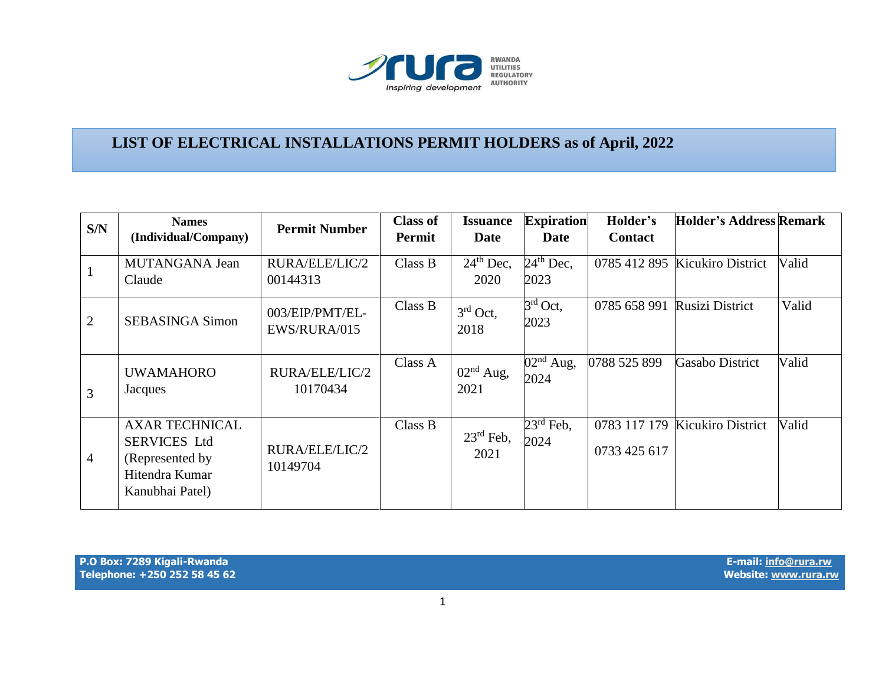RWANDA UTILITIES REGULATORY AUTHORITY

Inspiring development

# LIST OF ELECTRICAL INSTALLATIONS PERMIT HOLDERS as of April, 2022

| S/N | Names (Individual/Company) | Permit Number | Class of Permit | Issuance Date | Expiration Date | Holder's Contact | Holder's Address | Remark |
|---|---|---|---|---|---|---|---|---|
| 1 | MUTANGANA Jean Claude | RURA/ELE/LIC/200144313 | Class B | 24th Dec, 2020 | 24th Dec, 2023 | 0785 412 895 | Kicukiro District | Valid |
| 2 | SEBASINGA Simon | 003/EIP/PMT/EL-EWS/RURA/015 | Class B | 3rd Oct, 2018 | 3rd Oct, 2023 | 0785 658 991 | Rusizi District | Valid |
| 3 | UWAMAHORO Jacques | RURA/ELE/LIC/210170434 | Class A | 02nd Aug, 2021 | 02nd Aug, 2024 | 0788 525 899 | Gasabo District | Valid |
| 4 | AXAR TECHNICAL SERVICES Ltd (Represented by Hitendra Kumar Kanubhai Patel) | RURA/ELE/LIC/210149704 | Class B | 23rd Feb, 2021 | 23rd Feb, 2024 | 0783 117 179<br>0733 425 617 | Kicukiro District | Valid |

P.O Box: 7289 Kigali-Rwanda
Telephone: +250 252 58 45 62

E-mail: info@rura.rw
Website: www.rura.rw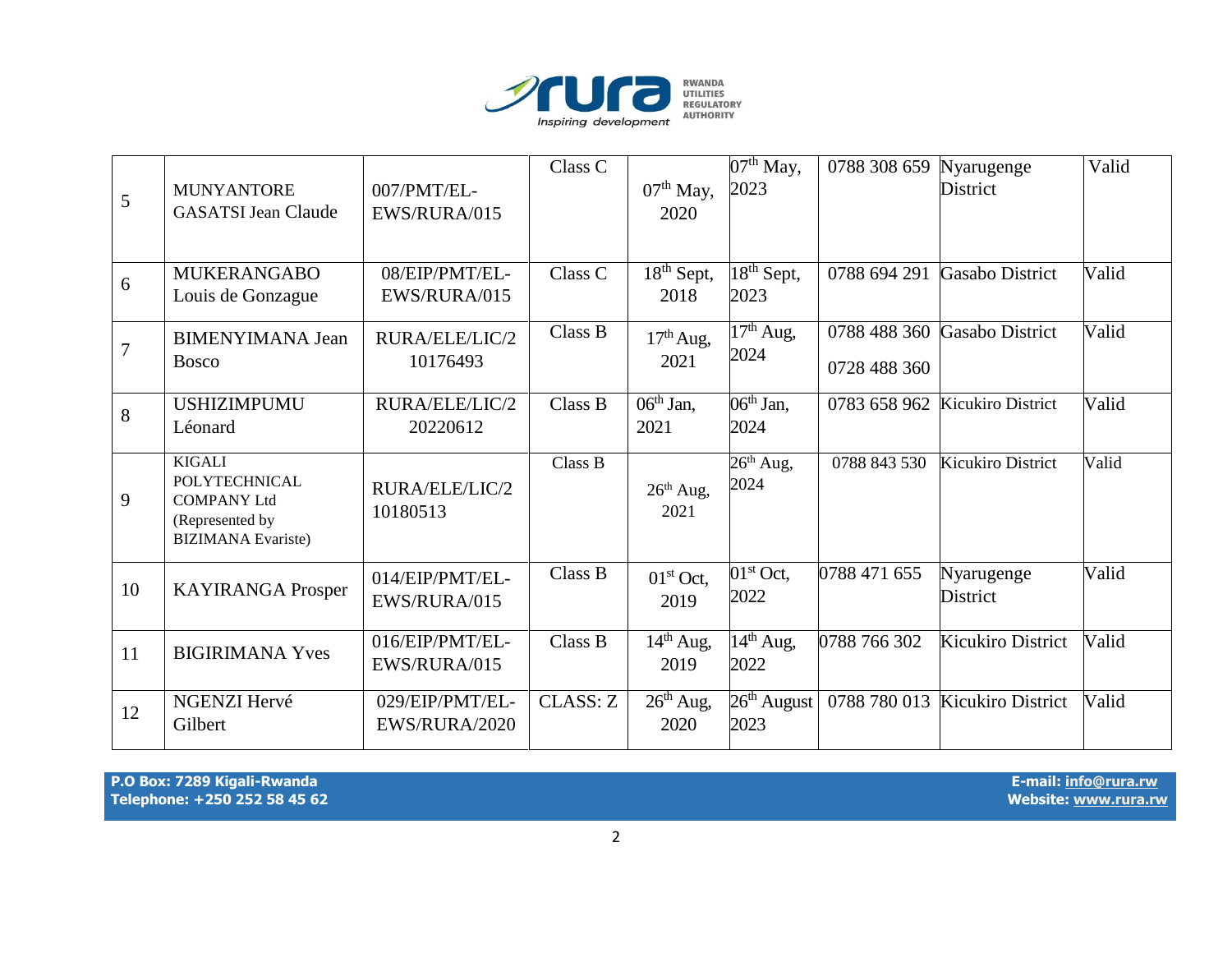| 5 | MUNYANTORE GASATSI Jean Claude | 007/PMT/EL-EWS/RURA/015 | Class C | 07th May, 2020 | 07th May, 2023 | 0788 308 659 | Nyarugenge District | Valid |
|---|---|---|---|---|---|---|---|---|
| 6 | MUKERANGABO Louis de Gonzague | 08/EIP/PMT/EL-EWS/RURA/015 | Class C | 18th Sept, 2018 | 18th Sept, 2023 | 0788 694 291 | Gasabo District | Valid |
| 7 | BIMENYIMANA Jean Bosco | RURA/ELE/LIC/210176493 | Class B | 17th Aug, 2021 | 17th Aug, 2024 | 0788 488 360<br>0728 488 360 | Gasabo District | Valid |
| 8 | USHIZIMPUMU Léonard | RURA/ELE/LIC/220220612 | Class B | 06th Jan, 2021 | 06th Jan, 2024 | 0783 658 962 | Kicukiro District | Valid |
| 9 | KIGALI POLYTECHNICAL COMPANY Ltd (Represented by BIZIMANA Evariste) | RURA/ELE/LIC/210180513 | Class B | 26th Aug, 2021 | 26th Aug, 2024 | 0788 843 530 | Kicukiro District | Valid |
| 10 | KAYIRANGA Prosper | 014/EIP/PMT/EL-EWS/RURA/015 | Class B | 01st Oct, 2019 | 01st Oct, 2022 | 0788 471 655 | Nyarugenge District | Valid |
| 11 | BIGIRIMANA Yves | 016/EIP/PMT/EL-EWS/RURA/015 | Class B | 14th Aug, 2019 | 14th Aug, 2022 | 0788 766 302 | Kicukiro District | Valid |
| 12 | NGENZI Hervé Gilbert | 029/EIP/PMT/EL-EWS/RURA/2020 | CLASS: Z | 26th Aug, 2020 | 26th August 2023 | 0788 780 013 | Kicukiro District | Valid |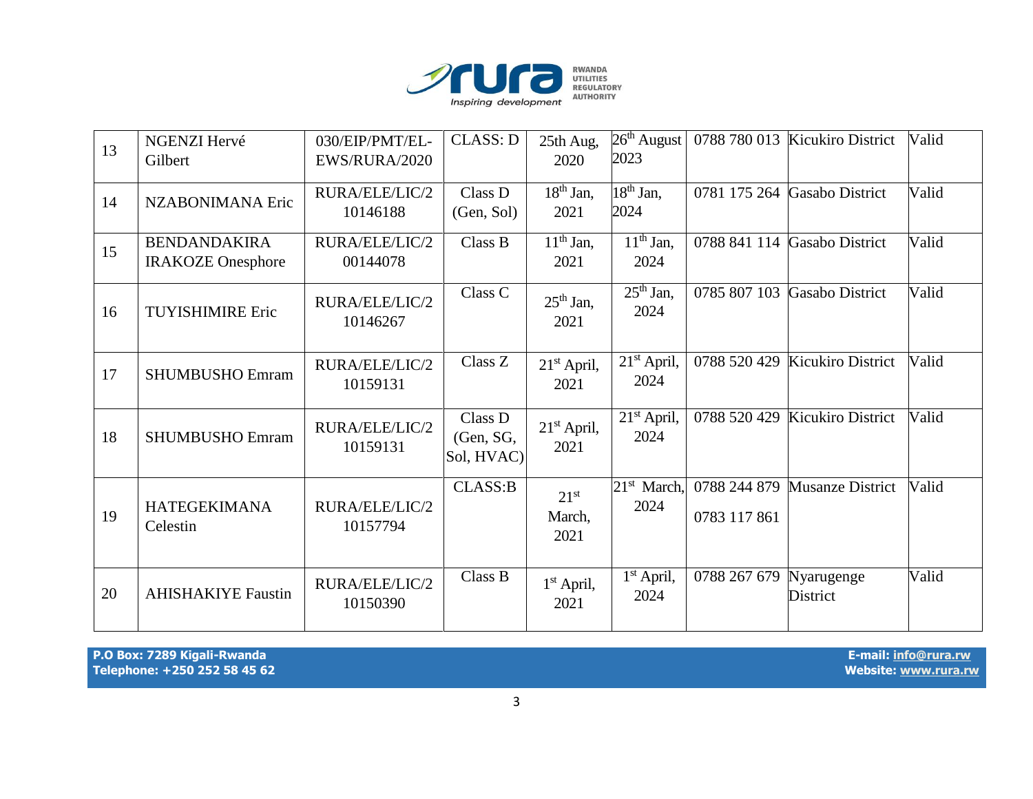| 13 | NGENZI Hervé Gilbert | 030/EIP/PMT/EL-EWS/RURA/2020 | CLASS: D | 25th Aug, 2020 | 26th August 2023 | 0788 780 013 | Kicukiro District | Valid |
|---|---|---|---|---|---|---|---|---|
| 14 | NZABONIMANA Eric | RURA/ELE/LIC/210146188 | Class D (Gen, Sol) | 18th Jan, 2021 | 18th Jan, 2024 | 0781 175 264 | Gasabo District | Valid |
| 15 | BENDANDAKIRA IRAKOZE Onesphore | RURA/ELE/LIC/200144078 | Class B | 11th Jan, 2021 | 11th Jan, 2024 | 0788 841 114 | Gasabo District | Valid |
| 16 | TUYISHIMIRE Eric | RURA/ELE/LIC/210146267 | Class C | 25th Jan, 2021 | 25th Jan, 2024 | 0785 807 103 | Gasabo District | Valid |
| 17 | SHUMBUSHO Emram | RURA/ELE/LIC/210159131 | Class Z | 21st April, 2021 | 21st April, 2024 | 0788 520 429 | Kicukiro District | Valid |
| 18 | SHUMBUSHO Emram | RURA/ELE/LIC/210159131 | Class D (Gen, SG, Sol, HVAC) | 21st April, 2021 | 21st April, 2024 | 0788 520 429 | Kicukiro District | Valid |
| 19 | HATEGEKIMANA Celestin | RURA/ELE/LIC/210157794 | CLASS:B | 21st March, 2021 | 21st March, 2024 | 0788 244 879 0783 117 861 | Musanze District | Valid |
| 20 | AHISHAKIYE Faustin | RURA/ELE/LIC/210150390 | Class B | 1st April, 2021 | 1st April, 2024 | 0788 267 679 | Nyarugenge District | Valid |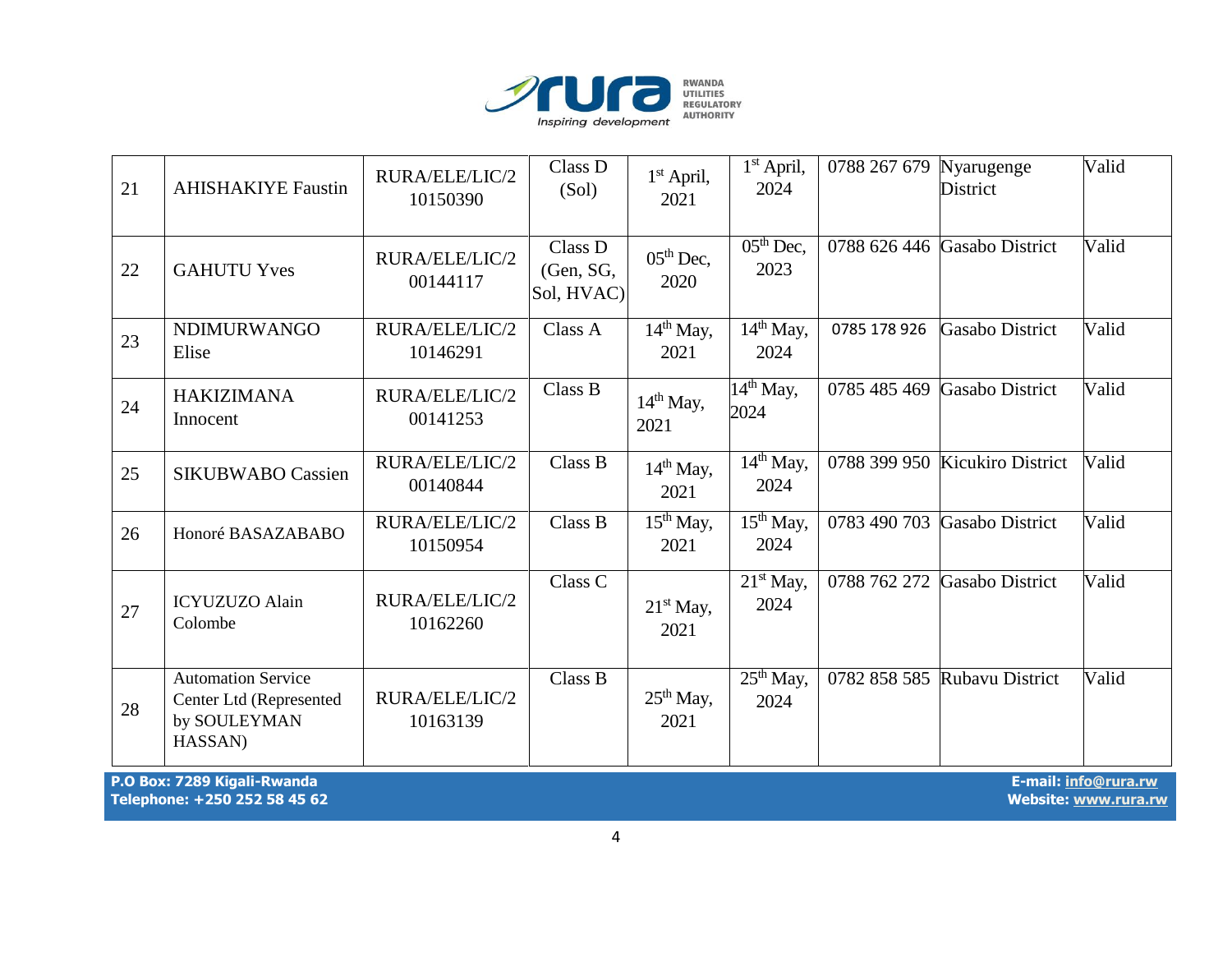| 21 | AHISHAKIYE Faustin | RURA/ELE/LIC/2 10150390 | Class D (Sol) | 1st April, 2021 | 1st April, 2024 | 0788 267 679 | Nyarugenge District | Valid |
|---|---|---|---|---|---|---|---|---|
| 22 | GAHUTU Yves | RURA/ELE/LIC/2 00144117 | Class D (Gen, SG, Sol, HVAC) | 05th Dec, 2020 | 05th Dec, 2023 | 0788 626 446 | Gasabo District | Valid |
| 23 | NDIMURWANGO Elise | RURA/ELE/LIC/2 10146291 | Class A | 14th May, 2021 | 14th May, 2024 | 0785 178 926 | Gasabo District | Valid |
| 24 | HAKIZIMANA Innocent | RURA/ELE/LIC/2 00141253 | Class B | 14th May, 2021 | 14th May, 2024 | 0785 485 469 | Gasabo District | Valid |
| 25 | SIKUBWABO Cassien | RURA/ELE/LIC/2 00140844 | Class B | 14th May, 2021 | 14th May, 2024 | 0788 399 950 | Kicukiro District | Valid |
| 26 | Honoré BASAZABABO | RURA/ELE/LIC/2 10150954 | Class B | 15th May, 2021 | 15th May, 2024 | 0783 490 703 | Gasabo District | Valid |
| 27 | ICYUZUZO Alain Colombe | RURA/ELE/LIC/2 10162260 | Class C | 21st May, 2021 | 21st May, 2024 | 0788 762 272 | Gasabo District | Valid |
| 28 | Automation Service Center Ltd (Represented by SOULEYMAN HASSAN) | RURA/ELE/LIC/2 10163139 | Class B | 25th May, 2021 | 25th May, 2024 | 0782 858 585 | Rubavu District | Valid |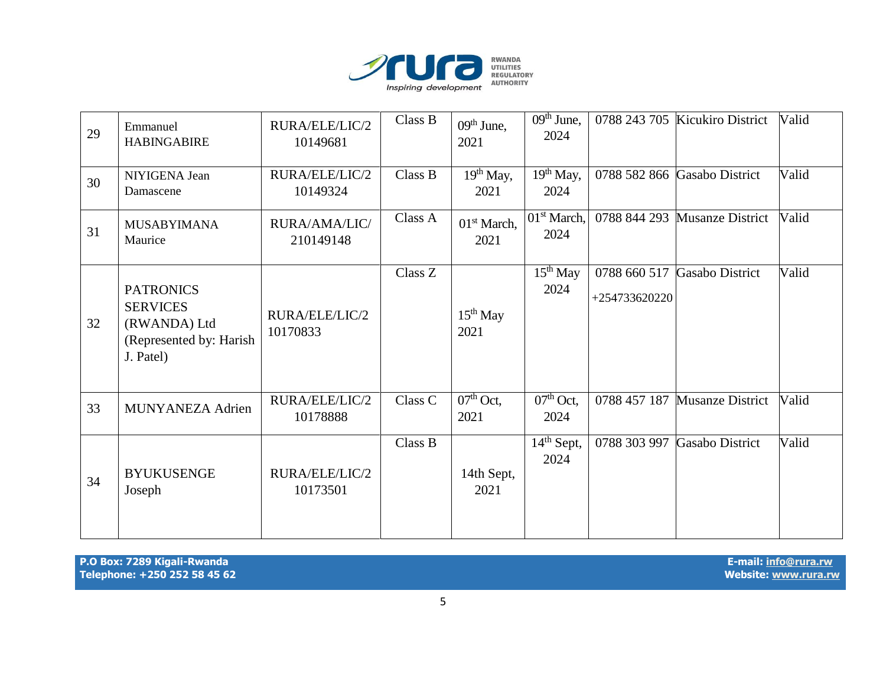| 29 | Emmanuel HABINGABIRE | RURA/ELE/LIC/2 10149681 | Class B | 09th June, 2021 | 09th June, 2024 | 0788 243 705 | Kicukiro District | Valid |
|---|---|---|---|---|---|---|---|---|
| 30 | NIYIGENA Jean Damascene | RURA/ELE/LIC/2 10149324 | Class B | 19th May, 2021 | 19th May, 2024 | 0788 582 866 | Gasabo District | Valid |
| 31 | MUSABYIMANA Maurice | RURA/AMA/LIC/ 210149148 | Class A | 01st March, 2021 | 01st March, 2024 | 0788 844 293 | Musanze District | Valid |
| 32 | PATRONICS SERVICES (RWANDA) Ltd (Represented by: Harish J. Patel) | RURA/ELE/LIC/2 10170833 | Class Z | 15th May 2021 | 15th May 2024 | 0788 660 517 +254733620220 | Gasabo District | Valid |
| 33 | MUNYANEZA Adrien | RURA/ELE/LIC/2 10178888 | Class C | 07th Oct, 2021 | 07th Oct, 2024 | 0788 457 187 | Musanze District | Valid |
| 34 | BYUKUSENGE Joseph | RURA/ELE/LIC/2 10173501 | Class B | 14th Sept, 2021 | 14th Sept, 2024 | 0788 303 997 | Gasabo District | Valid |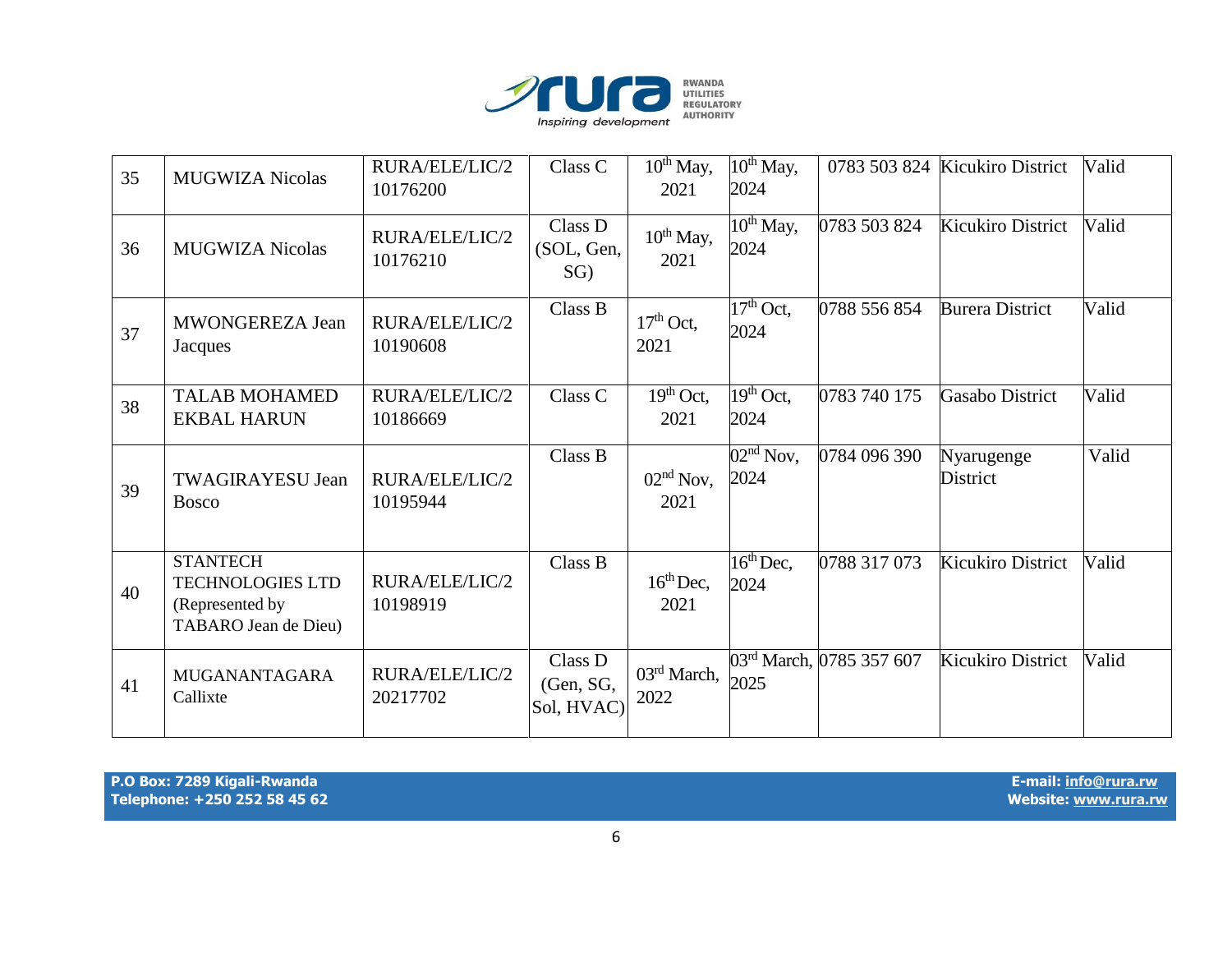| 35 | MUGWIZA Nicolas | RURA/ELE/LIC/210176200 | Class C | 10th May, 2021 | 10th May, 2024 | 0783 503 824 | Kicukiro District | Valid |
|---|---|---|---|---|---|---|---|---|
| 36 | MUGWIZA Nicolas | RURA/ELE/LIC/210176210 | Class D (SOL, Gen, SG) | 10th May, 2021 | 10th May, 2024 | 0783 503 824 | Kicukiro District | Valid |
| 37 | MWONGEREZA Jean Jacques | RURA/ELE/LIC/210190608 | Class B | 17th Oct, 2021 | 17th Oct, 2024 | 0788 556 854 | Burera District | Valid |
| 38 | TALAB MOHAMED EKBAL HARUN | RURA/ELE/LIC/210186669 | Class C | 19th Oct, 2021 | 19th Oct, 2024 | 0783 740 175 | Gasabo District | Valid |
| 39 | TWAGIRAYESU Jean Bosco | RURA/ELE/LIC/210195944 | Class B | 02nd Nov, 2021 | 02nd Nov, 2024 | 0784 096 390 | Nyarugenge District | Valid |
| 40 | STANTECH TECHNOLOGIES LTD (Represented by TABARO Jean de Dieu) | RURA/ELE/LIC/210198919 | Class B | 16th Dec, 2021 | 16th Dec, 2024 | 0788 317 073 | Kicukiro District | Valid |
| 41 | MUGANANTAGARA Callixte | RURA/ELE/LIC/220217702 | Class D (Gen, SG, Sol, HVAC) | 03rd March, 2022 | 03rd March, 2025 | 0785 357 607 | Kicukiro District | Valid |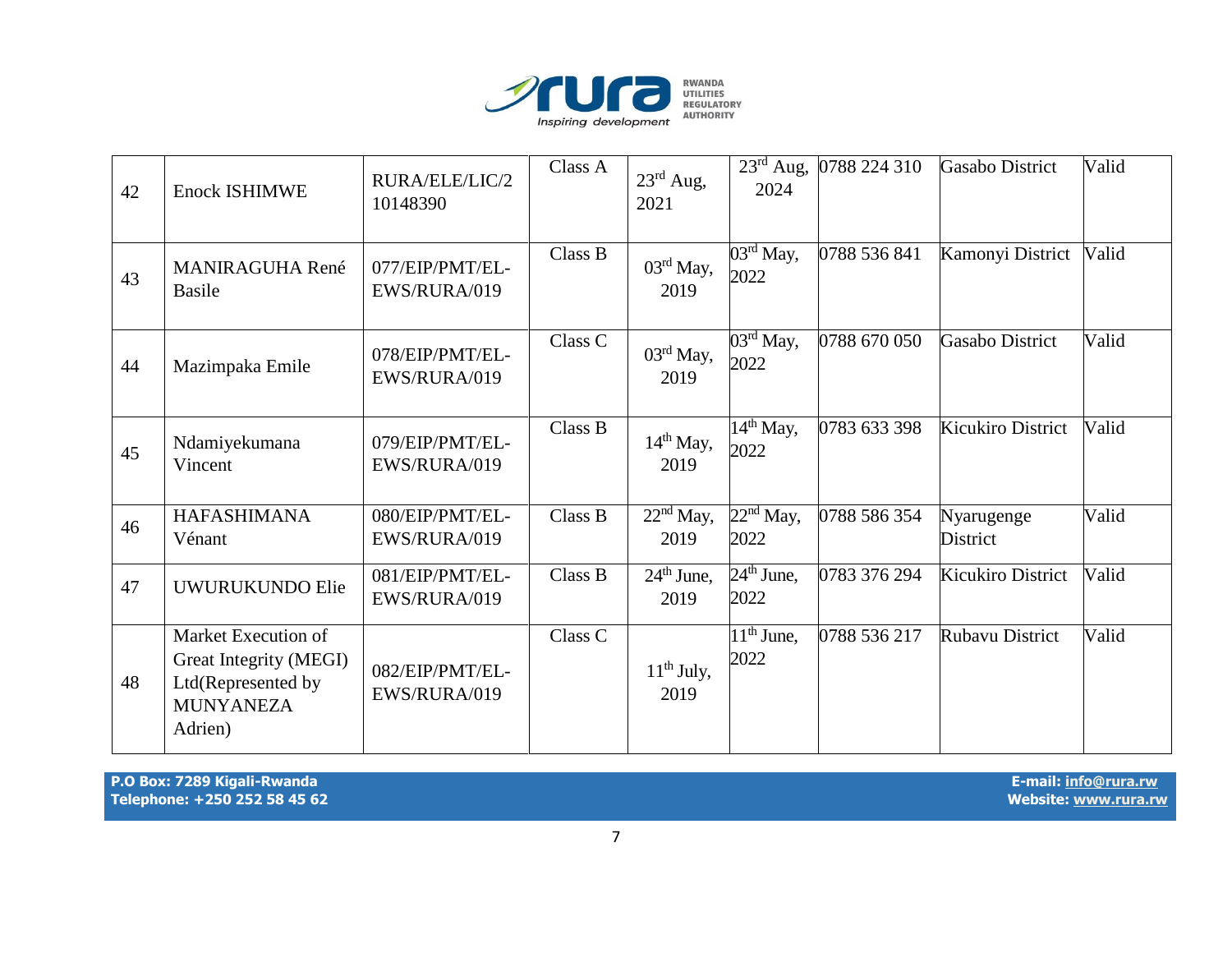| 42 | Enock ISHIMWE | RURA/ELE/LIC/210148390 | Class A | 23rd Aug, 2021 | 23rd Aug, 2024 | 0788 224 310 | Gasabo District | Valid |
|---|---|---|---|---|---|---|---|---|
| 43 | MANIRAGUHA René Basile | 077/EIP/PMT/EL-EWS/RURA/019 | Class B | 03rd May, 2019 | 03rd May, 2022 | 0788 536 841 | Kamonyi District | Valid |
| 44 | Mazimpaka Emile | 078/EIP/PMT/EL-EWS/RURA/019 | Class C | 03rd May, 2019 | 03rd May, 2022 | 0788 670 050 | Gasabo District | Valid |
| 45 | Ndamiyekumana Vincent | 079/EIP/PMT/EL-EWS/RURA/019 | Class B | 14th May, 2019 | 14th May, 2022 | 0783 633 398 | Kicukiro District | Valid |
| 46 | HAFASHIMANA Vénant | 080/EIP/PMT/EL-EWS/RURA/019 | Class B | 22nd May, 2019 | 22nd May, 2022 | 0788 586 354 | Nyarugenge District | Valid |
| 47 | UWURUKUNDO Elie | 081/EIP/PMT/EL-EWS/RURA/019 | Class B | 24th June, 2019 | 24th June, 2022 | 0783 376 294 | Kicukiro District | Valid |
| 48 | Market Execution of Great Integrity (MEGI) Ltd(Represented by MUNYANEZA Adrien) | 082/EIP/PMT/EL-EWS/RURA/019 | Class C | 11th July, 2019 | 11th June, 2022 | 0788 536 217 | Rubavu District | Valid |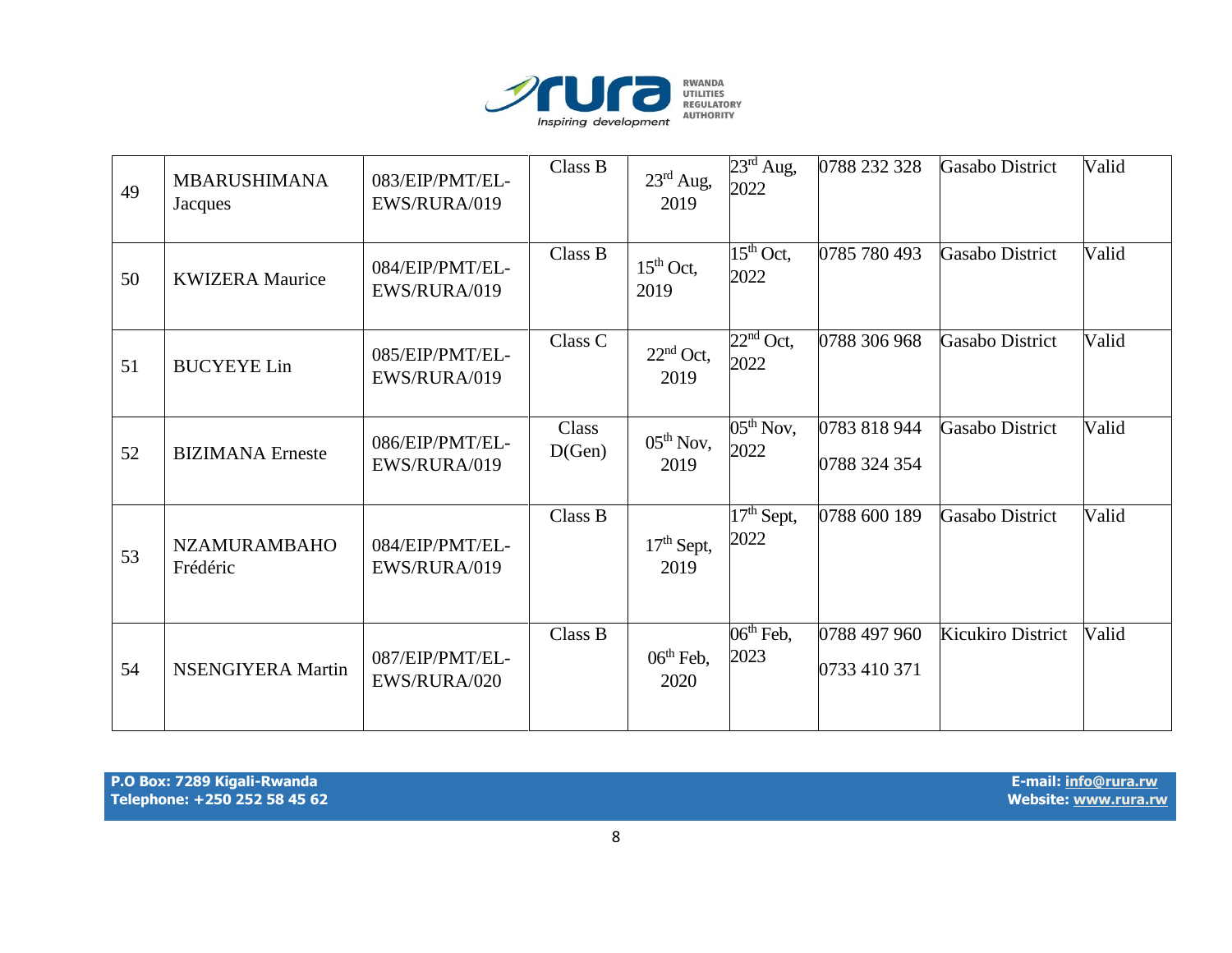| 49 | MBARUSHIMANA Jacques | 083/EIP/PMT/EL-EWS/RURA/019 | Class B | 23rd Aug, 2019 | 23rd Aug, 2022 | 0788 232 328 | Gasabo District | Valid |
|---|---|---|---|---|---|---|---|---|
| 50 | KWIZERA Maurice | 084/EIP/PMT/EL-EWS/RURA/019 | Class B | 15th Oct, 2019 | 15th Oct, 2022 | 0785 780 493 | Gasabo District | Valid |
| 51 | BUCYEYE Lin | 085/EIP/PMT/EL-EWS/RURA/019 | Class C | 22nd Oct, 2019 | 22nd Oct, 2022 | 0788 306 968 | Gasabo District | Valid |
| 52 | BIZIMANA Erneste | 086/EIP/PMT/EL-EWS/RURA/019 | Class D(Gen) | 05th Nov, 2019 | 05th Nov, 2022 | 0783 818 944<br>0788 324 354 | Gasabo District | Valid |
| 53 | NZAMURAMBAHO Frédéric | 084/EIP/PMT/EL-EWS/RURA/019 | Class B | 17th Sept, 2019 | 17th Sept, 2022 | 0788 600 189 | Gasabo District | Valid |
| 54 | NSENGIYERA Martin | 087/EIP/PMT/EL-EWS/RURA/020 | Class B | 06th Feb, 2020 | 06th Feb, 2023 | 0788 497 960<br>0733 410 371 | Kicukiro District | Valid |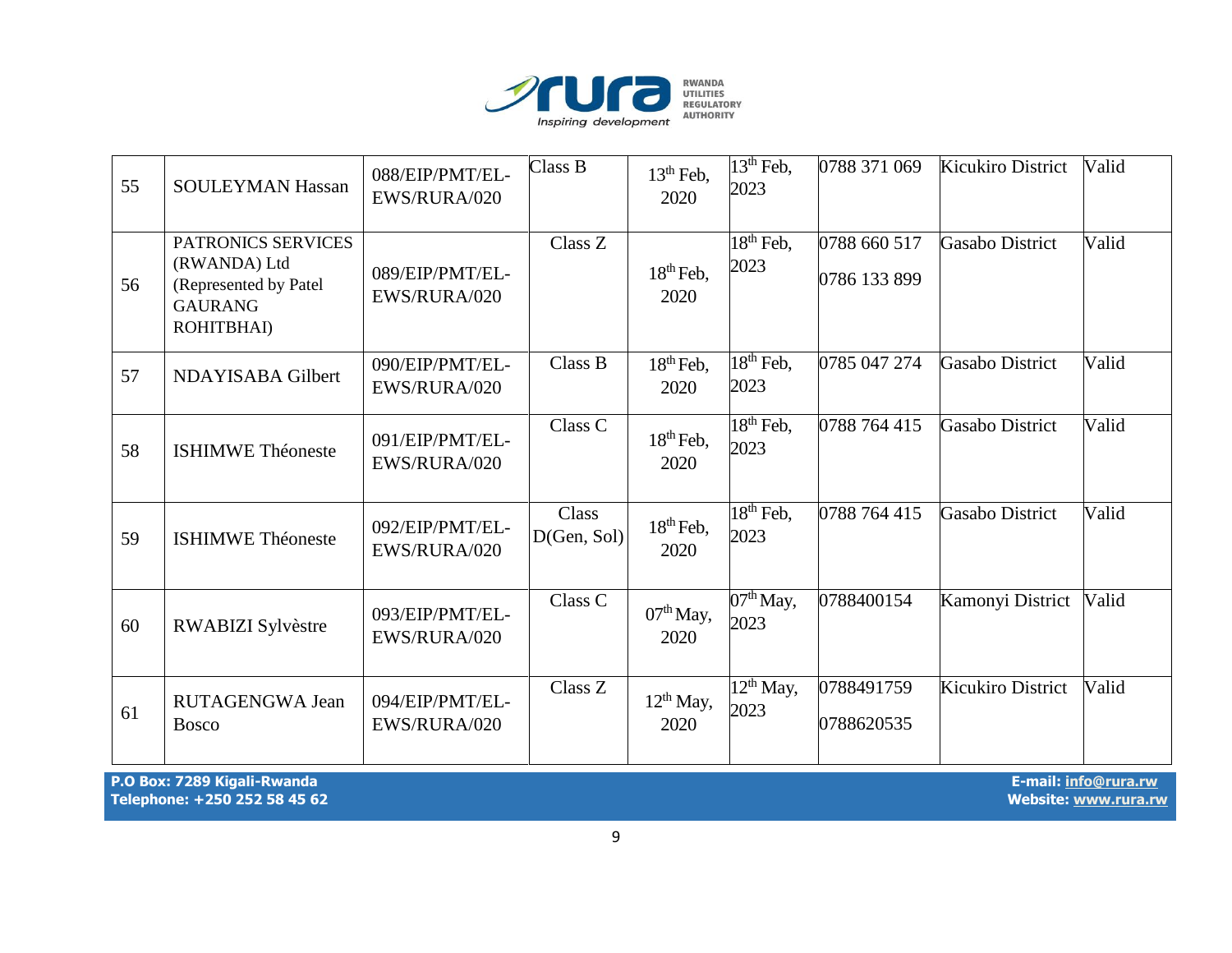| 55 | SOULEYMAN Hassan | 088/EIP/PMT/EL-EWS/RURA/020 | Class B | 13th Feb, 2020 | 13th Feb, 2023 | 0788 371 069 | Kicukiro District | Valid |
|---|---|---|---|---|---|---|---|---|
| 56 | PATRONICS SERVICES (RWANDA) Ltd (Represented by Patel GAURANG ROHITBHAI) | 089/EIP/PMT/EL-EWS/RURA/020 | Class Z | 18th Feb, 2020 | 18th Feb, 2023 | 0788 660 517<br>0786 133 899 | Gasabo District | Valid |
| 57 | NDAYISABA Gilbert | 090/EIP/PMT/EL-EWS/RURA/020 | Class B | 18th Feb, 2020 | 18th Feb, 2023 | 0785 047 274 | Gasabo District | Valid |
| 58 | ISHIMWE Théoneste | 091/EIP/PMT/EL-EWS/RURA/020 | Class C | 18th Feb, 2020 | 18th Feb, 2023 | 0788 764 415 | Gasabo District | Valid |
| 59 | ISHIMWE Théoneste | 092/EIP/PMT/EL-EWS/RURA/020 | Class D(Gen, Sol) | 18th Feb, 2020 | 18th Feb, 2023 | 0788 764 415 | Gasabo District | Valid |
| 60 | RWABIZI Sylvèstre | 093/EIP/PMT/EL-EWS/RURA/020 | Class C | 07th May, 2020 | 07th May, 2023 | 0788400154 | Kamonyi District | Valid |
| 61 | RUTAGENGWA Jean Bosco | 094/EIP/PMT/EL-EWS/RURA/020 | Class Z | 12th May, 2020 | 12th May, 2023 | 0788491759<br>0788620535 | Kicukiro District | Valid |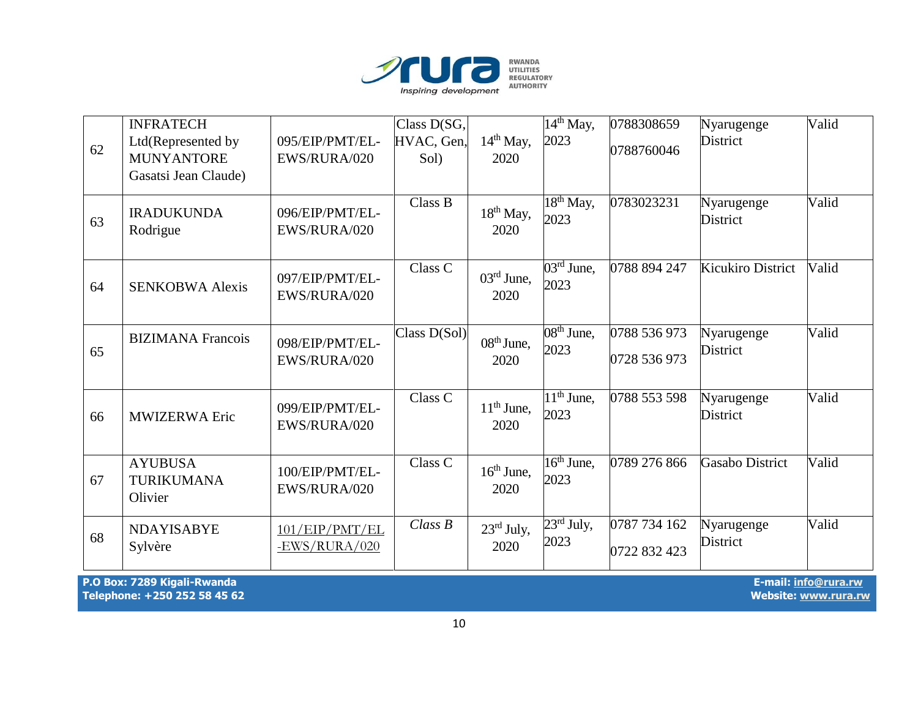| 62 | INFRATECH Ltd(Represented by MUNYANTORE Gasatsi Jean Claude) | 095/EIP/PMT/EL-EWS/RURA/020 | Class D(SG, HVAC, Gen, Sol) | 14th May, 2020 | 14th May, 2023 | 0788308659 0788760046 | Nyarugenge District | Valid |
|---|---|---|---|---|---|---|---|---|
| 63 | IRADUKUNDA Rodrigue | 096/EIP/PMT/EL-EWS/RURA/020 | Class B | 18th May, 2020 | 18th May, 2023 | 0783023231 | Nyarugenge District | Valid |
| 64 | SENKOBWA Alexis | 097/EIP/PMT/EL-EWS/RURA/020 | Class C | 03rd June, 2020 | 03rd June, 2023 | 0788 894 247 | Kicukiro District | Valid |
| 65 | BIZIMANA Francois | 098/EIP/PMT/EL-EWS/RURA/020 | Class D(Sol) | 08th June, 2020 | 08th June, 2023 | 0788 536 973 0728 536 973 | Nyarugenge District | Valid |
| 66 | MWIZERWA Eric | 099/EIP/PMT/EL-EWS/RURA/020 | Class C | 11th June, 2020 | 11th June, 2023 | 0788 553 598 | Nyarugenge District | Valid |
| 67 | AYUBUSA TURIKUMANA Olivier | 100/EIP/PMT/EL-EWS/RURA/020 | Class C | 16th June, 2020 | 16th June, 2023 | 0789 276 866 | Gasabo District | Valid |
| 68 | NDAYISABYE Sylvère | 101/EIP/PMT/EL-EWS/RURA/020 | *Class B* | 23rd July, 2020 | 23rd July, 2023 | 0787 734 162 0722 832 423 | Nyarugenge District | Valid |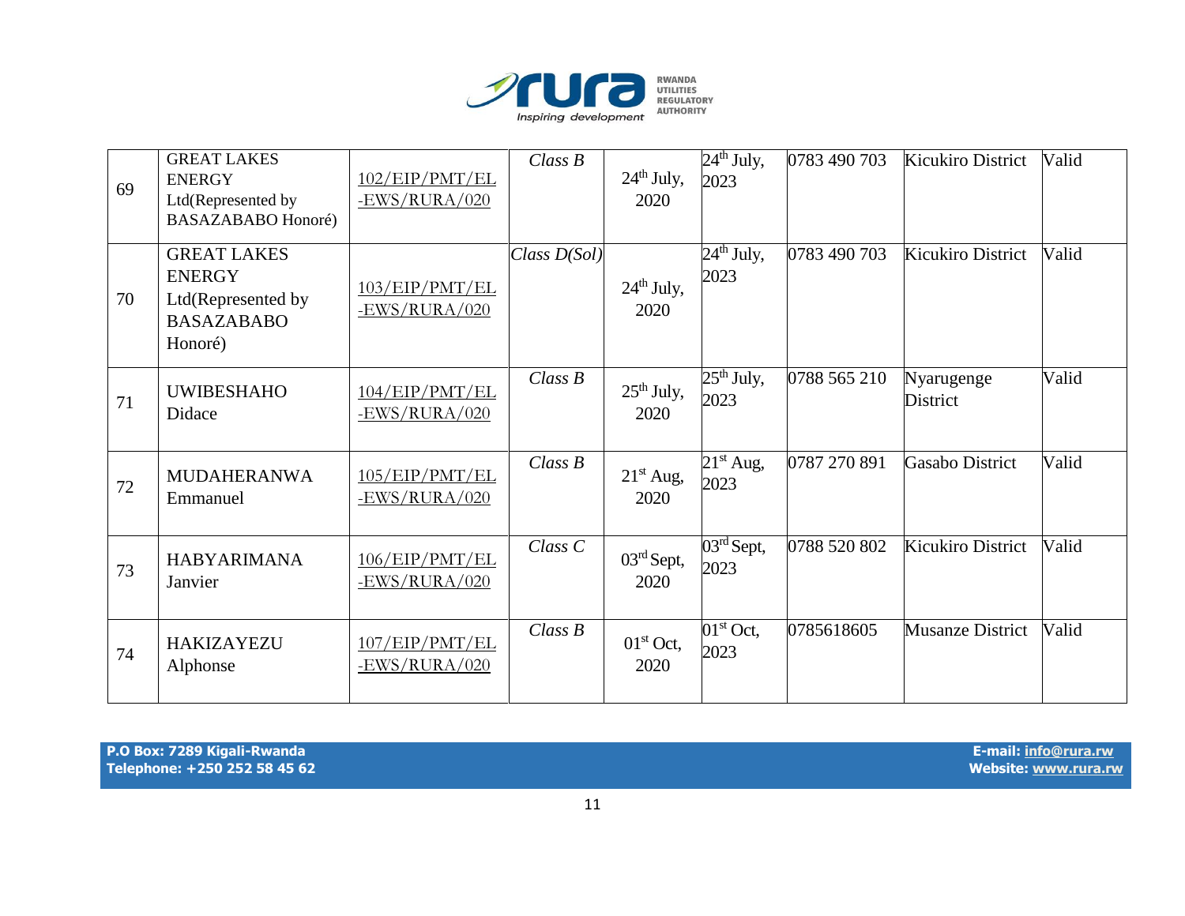| 69 | GREAT LAKES ENERGY Ltd(Represented by BASAZABABO Honoré) | 102/EIP/PMT/EL-EWS/RURA/020 | *Class B* | 24th July, 2020 | 24th July, 2023 | 0783 490 703 | Kicukiro District | Valid |
|---|---|---|---|---|---|---|---|---|
| 70 | GREAT LAKES ENERGY Ltd(Represented by BASAZABABO Honoré) | 103/EIP/PMT/EL-EWS/RURA/020 | *Class D(Sol)* | 24th July, 2020 | 24th July, 2023 | 0783 490 703 | Kicukiro District | Valid |
| 71 | UWIBESHAHO Didace | 104/EIP/PMT/EL-EWS/RURA/020 | *Class B* | 25th July, 2020 | 25th July, 2023 | 0788 565 210 | Nyarugenge District | Valid |
| 72 | MUDAHERANWA Emmanuel | 105/EIP/PMT/EL-EWS/RURA/020 | *Class B* | 21st Aug, 2020 | 21st Aug, 2023 | 0787 270 891 | Gasabo District | Valid |
| 73 | HABYARIMANA Janvier | 106/EIP/PMT/EL-EWS/RURA/020 | *Class C* | 03rd Sept, 2020 | 03rd Sept, 2023 | 0788 520 802 | Kicukiro District | Valid |
| 74 | HAKIZAYEZU Alphonse | 107/EIP/PMT/EL-EWS/RURA/020 | *Class B* | 01st Oct, 2020 | 01st Oct, 2023 | 0785618605 | Musanze District | Valid |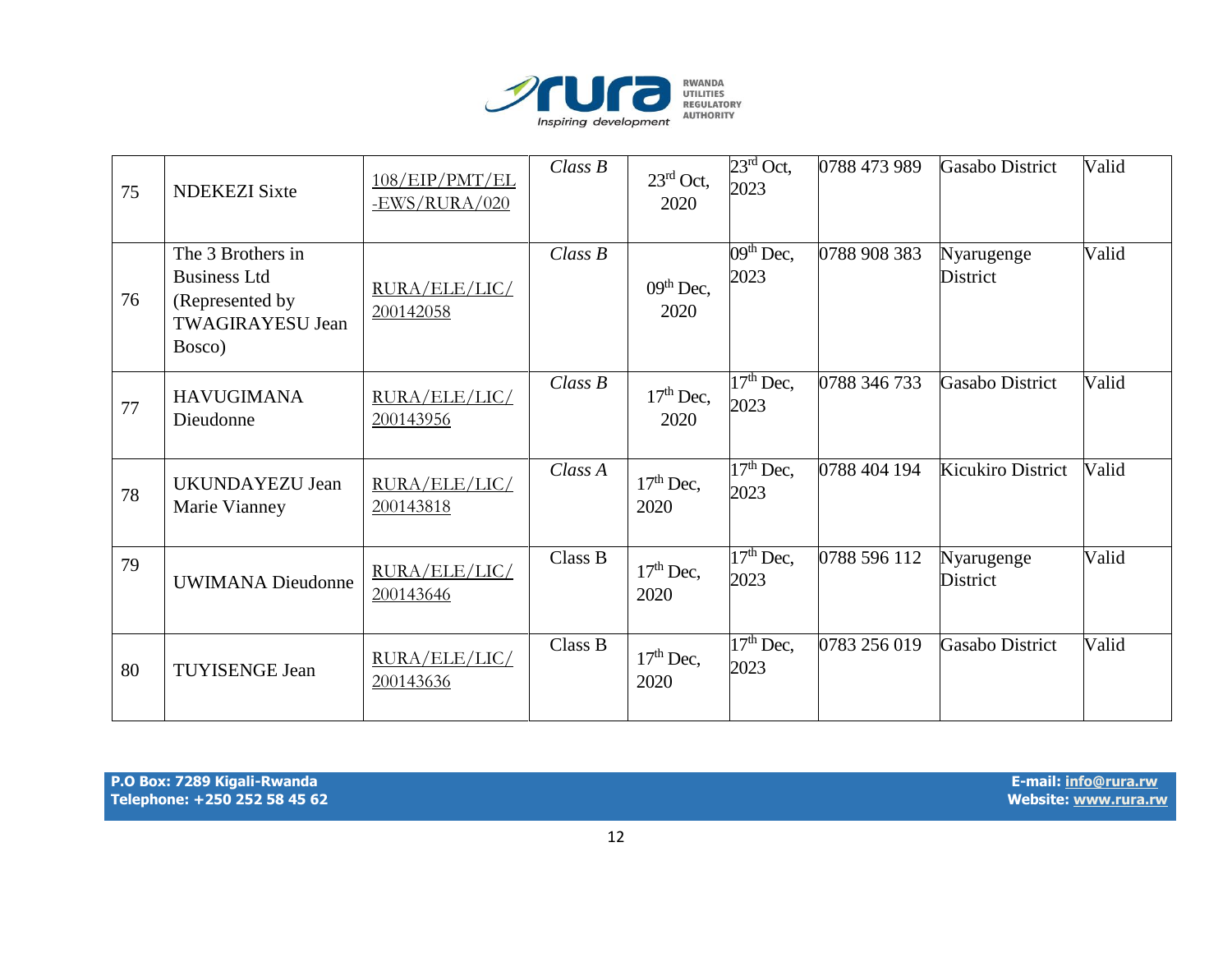| 75 | NDEKEZI Sixte | 108/EIP/PMT/EL-EWS/RURA/020 | *Class B* | 23rd Oct, 2020 | 23rd Oct, 2023 | 0788 473 989 | Gasabo District | Valid |
|---|---|---|---|---|---|---|---|---|
| 76 | The 3 Brothers in Business Ltd (Represented by TWAGIRAYESU Jean Bosco) | RURA/ELE/LIC/200142058 | *Class B* | 09th Dec, 2020 | 09th Dec, 2023 | 0788 908 383 | Nyarugenge District | Valid |
| 77 | HAVUGIMANA Dieudonne | RURA/ELE/LIC/200143956 | *Class B* | 17th Dec, 2020 | 17th Dec, 2023 | 0788 346 733 | Gasabo District | Valid |
| 78 | UKUNDAYEZU Jean Marie Vianney | RURA/ELE/LIC/200143818 | *Class A* | 17th Dec, 2020 | 17th Dec, 2023 | 0788 404 194 | Kicukiro District | Valid |
| 79 | UWIMANA Dieudonne | RURA/ELE/LIC/200143646 | Class B | 17th Dec, 2020 | 17th Dec, 2023 | 0788 596 112 | Nyarugenge District | Valid |
| 80 | TUYISENGE Jean | RURA/ELE/LIC/200143636 | Class B | 17th Dec, 2020 | 17th Dec, 2023 | 0783 256 019 | Gasabo District | Valid |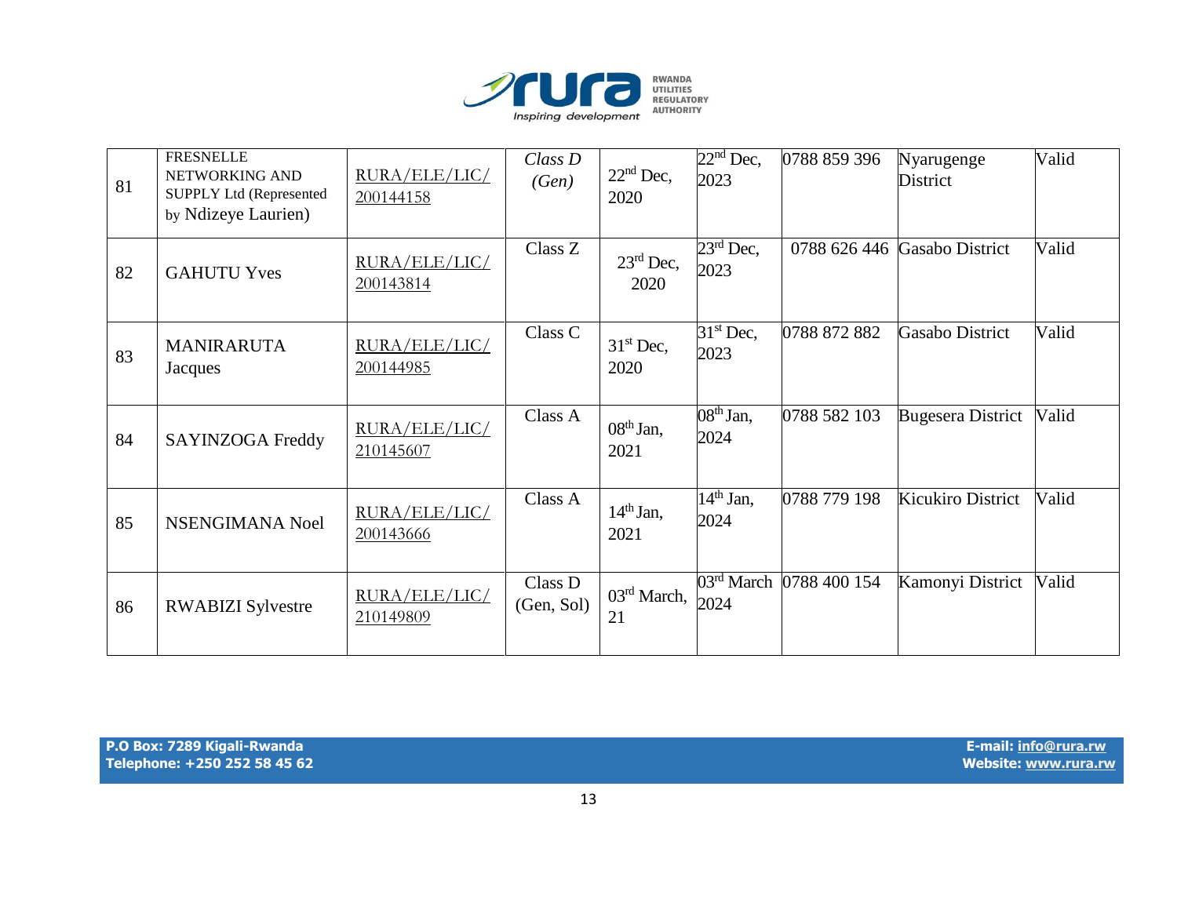| 81 | FRESNELLE NETWORKING AND SUPPLY Ltd (Represented by Ndizeye Laurien) | RURA/ELE/LIC/200144158 | *Class D (Gen)* | 22nd Dec, 2020 | 22nd Dec, 2023 | 0788 859 396 | Nyarugenge District | Valid |
|---|---|---|---|---|---|---|---|---|
| 82 | GAHUTU Yves | RURA/ELE/LIC/200143814 | Class Z | 23rd Dec, 2020 | 23rd Dec, 2023 | 0788 626 446 | Gasabo District | Valid |
| 83 | MANIRARUTA Jacques | RURA/ELE/LIC/200144985 | Class C | 31st Dec, 2020 | 31st Dec, 2023 | 0788 872 882 | Gasabo District | Valid |
| 84 | SAYINZOGA Freddy | RURA/ELE/LIC/210145607 | Class A | 08th Jan, 2021 | 08th Jan, 2024 | 0788 582 103 | Bugesera District | Valid |
| 85 | NSENGIMANA Noel | RURA/ELE/LIC/200143666 | Class A | 14th Jan, 2021 | 14th Jan, 2024 | 0788 779 198 | Kicukiro District | Valid |
| 86 | RWABIZI Sylvestre | RURA/ELE/LIC/210149809 | Class D (Gen, Sol) | 03rd March, 21 | 03rd March 2024 | 0788 400 154 | Kamonyi District | Valid |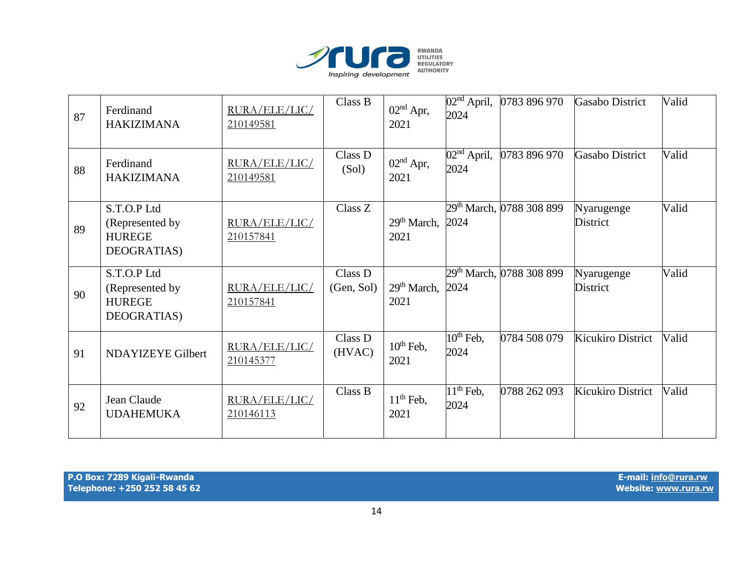| 87 | Ferdinand HAKIZIMANA | RURA/ELE/LIC/210149581 | Class B | 02nd Apr, 2021 | 02nd April, 2024 | 0783 896 970 | Gasabo District | Valid |
|---|---|---|---|---|---|---|---|---|
| 88 | Ferdinand HAKIZIMANA | RURA/ELE/LIC/210149581 | Class D (Sol) | 02nd Apr, 2021 | 02nd April, 2024 | 0783 896 970 | Gasabo District | Valid |
| 89 | S.T.O.P Ltd (Represented by HUREGE DEOGRATIAS) | RURA/ELE/LIC/210157841 | Class Z | 29th March, 2021 | 29th March, 2024 | 0788 308 899 | Nyarugenge District | Valid |
| 90 | S.T.O.P Ltd (Represented by HUREGE DEOGRATIAS) | RURA/ELE/LIC/210157841 | Class D (Gen, Sol) | 29th March, 2021 | 29th March, 2024 | 0788 308 899 | Nyarugenge District | Valid |
| 91 | NDAYIZEYE Gilbert | RURA/ELE/LIC/210145377 | Class D (HVAC) | 10th Feb, 2021 | 10th Feb, 2024 | 0784 508 079 | Kicukiro District | Valid |
| 92 | Jean Claude UDAHEMUKA | RURA/ELE/LIC/210146113 | Class B | 11th Feb, 2021 | 11th Feb, 2024 | 0788 262 093 | Kicukiro District | Valid |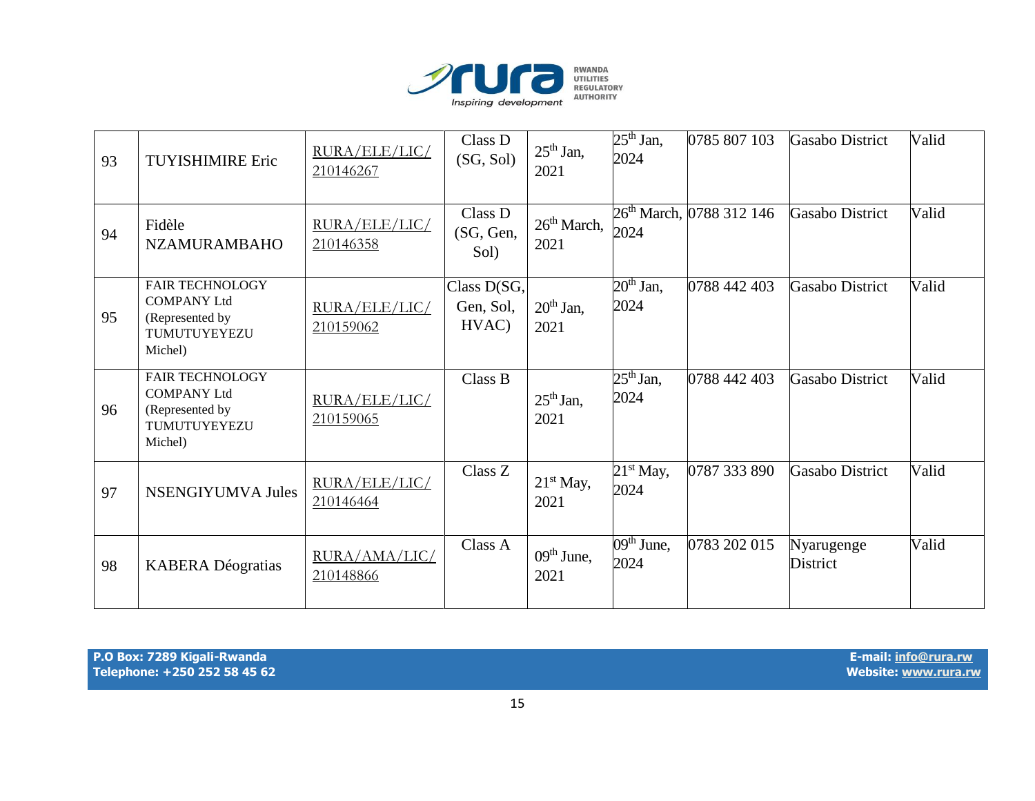| 93 | TUYISHIMIRE Eric | RURA/ELE/LIC/ 210146267 | Class D (SG, Sol) | 25th Jan, 2021 | 25th Jan, 2024 | 0785 807 103 | Gasabo District | Valid |
|---|---|---|---|---|---|---|---|---|
| 94 | Fidèle NZAMURAMBAHO | RURA/ELE/LIC/ 210146358 | Class D (SG, Gen, Sol) | 26th March, 2021 | 26th March, 2024 | 0788 312 146 | Gasabo District | Valid |
| 95 | FAIR TECHNOLOGY COMPANY Ltd (Represented by TUMUTUYEYEZU Michel) | RURA/ELE/LIC/ 210159062 | Class D(SG, Gen, Sol, HVAC) | 20th Jan, 2021 | 20th Jan, 2024 | 0788 442 403 | Gasabo District | Valid |
| 96 | FAIR TECHNOLOGY COMPANY Ltd (Represented by TUMUTUYEYEZU Michel) | RURA/ELE/LIC/ 210159065 | Class B | 25th Jan, 2021 | 25th Jan, 2024 | 0788 442 403 | Gasabo District | Valid |
| 97 | NSENGIYUMVA Jules | RURA/ELE/LIC/ 210146464 | Class Z | 21st May, 2021 | 21st May, 2024 | 0787 333 890 | Gasabo District | Valid |
| 98 | KABERA Déogratias | RURA/AMA/LIC/ 210148866 | Class A | 09th June, 2021 | 09th June, 2024 | 0783 202 015 | Nyarugenge District | Valid |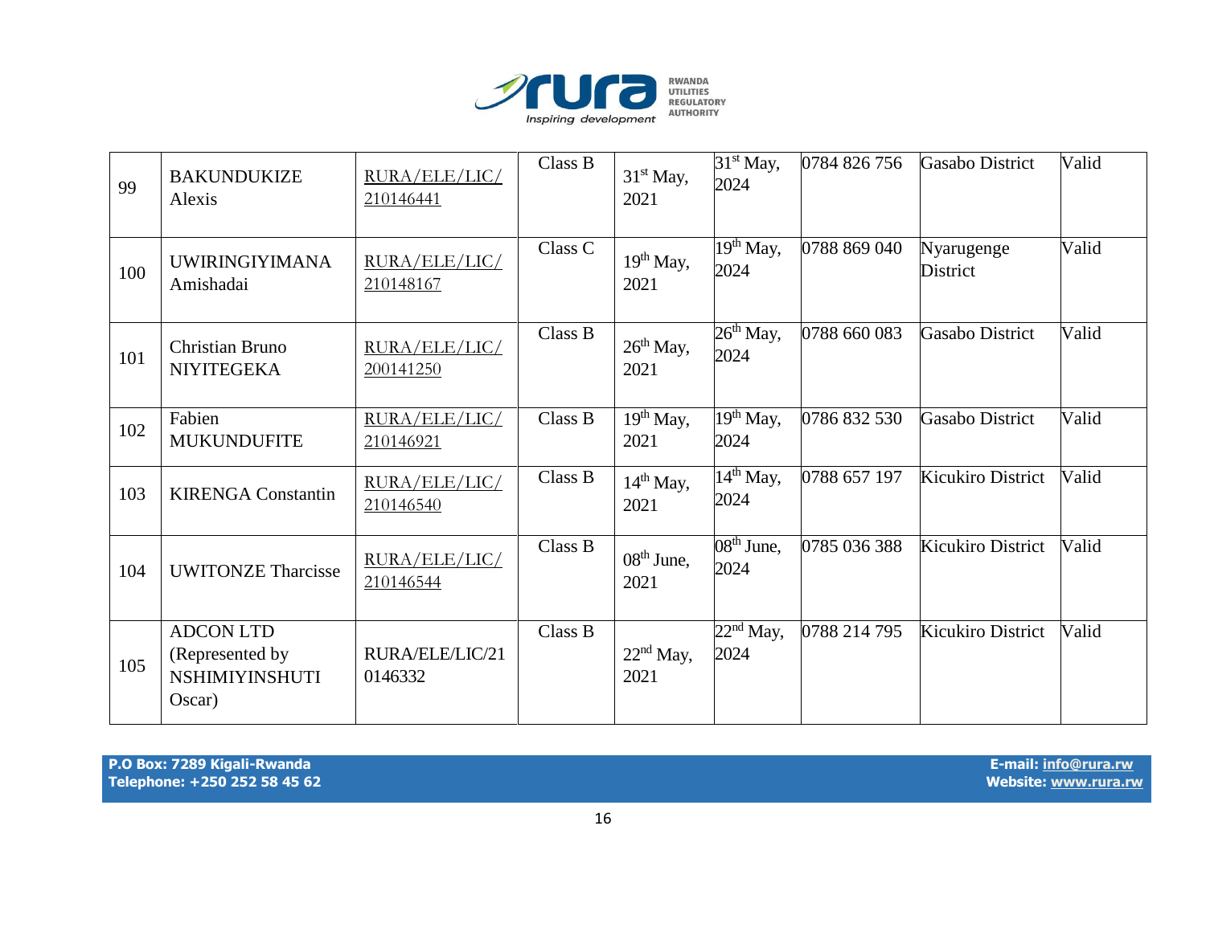| 99 | BAKUNDUKIZE Alexis | RURA/ELE/LIC/210146441 | Class B | 31st May, 2021 | 31st May, 2024 | 0784 826 756 | Gasabo District | Valid |
|---|---|---|---|---|---|---|---|---|
| 100 | UWIRINGIYIMANA Amishadai | RURA/ELE/LIC/210148167 | Class C | 19th May, 2021 | 19th May, 2024 | 0788 869 040 | Nyarugenge District | Valid |
| 101 | Christian Bruno NIYITEGEKA | RURA/ELE/LIC/200141250 | Class B | 26th May, 2021 | 26th May, 2024 | 0788 660 083 | Gasabo District | Valid |
| 102 | Fabien MUKUNDUFITE | RURA/ELE/LIC/210146921 | Class B | 19th May, 2021 | 19th May, 2024 | 0786 832 530 | Gasabo District | Valid |
| 103 | KIRENGA Constantin | RURA/ELE/LIC/210146540 | Class B | 14th May, 2021 | 14th May, 2024 | 0788 657 197 | Kicukiro District | Valid |
| 104 | UWITONZE Tharcisse | RURA/ELE/LIC/210146544 | Class B | 08th June, 2021 | 08th June, 2024 | 0785 036 388 | Kicukiro District | Valid |
| 105 | ADCON LTD (Represented by NSHIMIYINSHUTI Oscar) | RURA/ELE/LIC/210146332 | Class B | 22nd May, 2021 | 22nd May, 2024 | 0788 214 795 | Kicukiro District | Valid |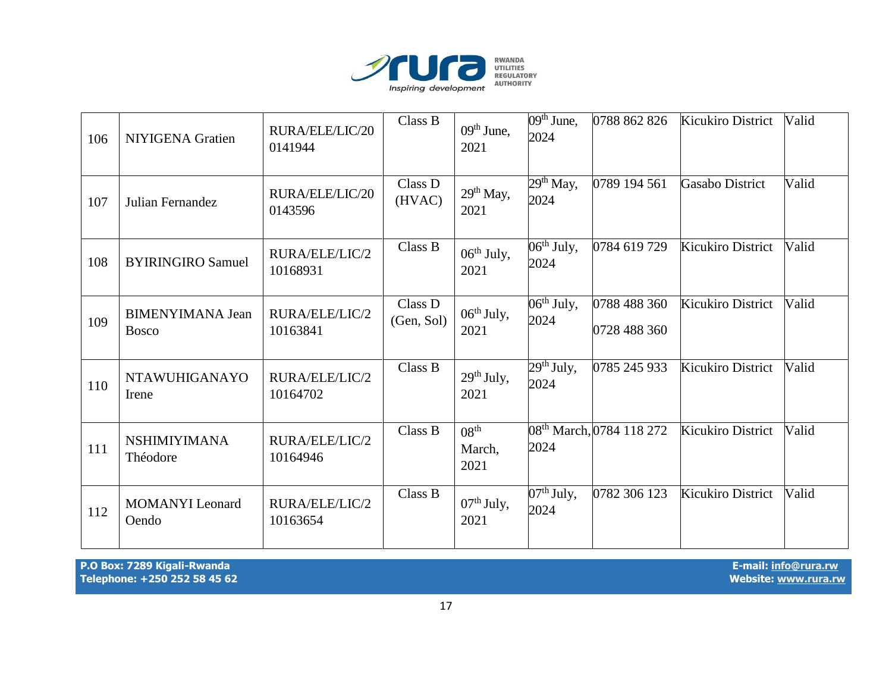| 106 | NIYIGENA Gratien | RURA/ELE/LIC/200141944 | Class B | 09th June, 2021 | 09th June, 2024 | 0788 862 826 | Kicukiro District | Valid |
|---|---|---|---|---|---|---|---|---|
| 107 | Julian Fernandez | RURA/ELE/LIC/200143596 | Class D (HVAC) | 29th May, 2021 | 29th May, 2024 | 0789 194 561 | Gasabo District | Valid |
| 108 | BYIRINGIRO Samuel | RURA/ELE/LIC/210168931 | Class B | 06th July, 2021 | 06th July, 2024 | 0784 619 729 | Kicukiro District | Valid |
| 109 | BIMENYIMANA Jean Bosco | RURA/ELE/LIC/210163841 | Class D (Gen, Sol) | 06th July, 2021 | 06th July, 2024 | 0788 488 360<br>0728 488 360 | Kicukiro District | Valid |
| 110 | NTAWUHIGANAYO Irene | RURA/ELE/LIC/210164702 | Class B | 29th July, 2021 | 29th July, 2024 | 0785 245 933 | Kicukiro District | Valid |
| 111 | NSHIMIYIMANA Théodore | RURA/ELE/LIC/210164946 | Class B | 08th March, 2021 | 08th March, 2024 | 0784 118 272 | Kicukiro District | Valid |
| 112 | MOMANYI Leonard Oendo | RURA/ELE/LIC/210163654 | Class B | 07th July, 2021 | 07th July, 2024 | 0782 306 123 | Kicukiro District | Valid |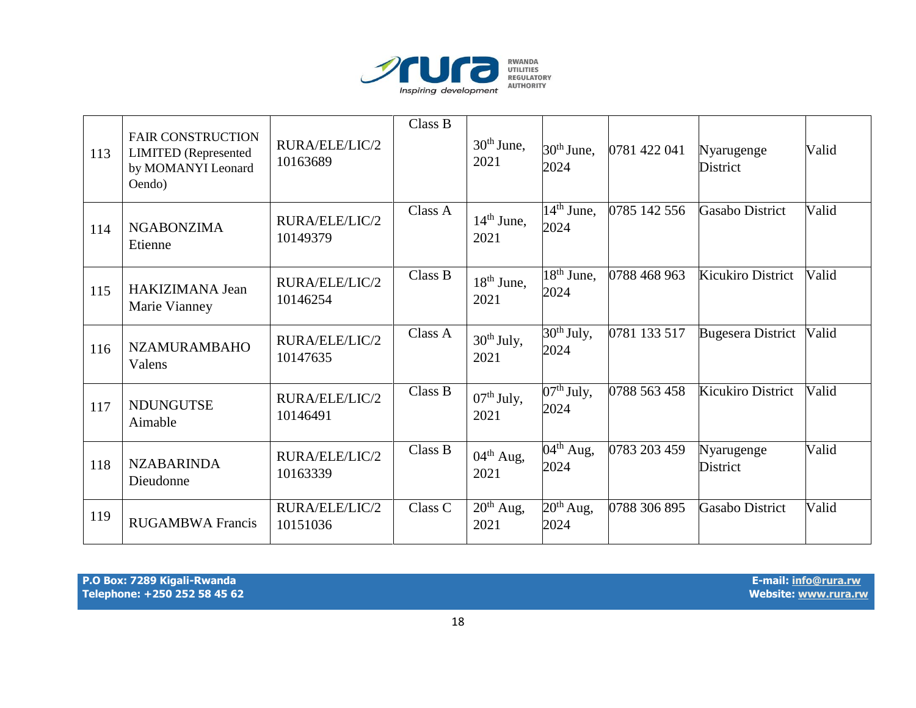| 113 | FAIR CONSTRUCTION LIMITED (Represented by MOMANYI Leonard Oendo) | RURA/ELE/LIC/2 10163689 | Class B | 30th June, 2021 | 30th June, 2024 | 0781 422 041 | Nyarugenge District | Valid |
|---|---|---|---|---|---|---|---|---|
| 114 | NGABONZIMA Etienne | RURA/ELE/LIC/2 10149379 | Class A | 14th June, 2021 | 14th June, 2024 | 0785 142 556 | Gasabo District | Valid |
| 115 | HAKIZIMANA Jean Marie Vianney | RURA/ELE/LIC/2 10146254 | Class B | 18th June, 2021 | 18th June, 2024 | 0788 468 963 | Kicukiro District | Valid |
| 116 | NZAMURAMBAHO Valens | RURA/ELE/LIC/2 10147635 | Class A | 30th July, 2021 | 30th July, 2024 | 0781 133 517 | Bugesera District | Valid |
| 117 | NDUNGUTSE Aimable | RURA/ELE/LIC/2 10146491 | Class B | 07th July, 2021 | 07th July, 2024 | 0788 563 458 | Kicukiro District | Valid |
| 118 | NZABARINDA Dieudonne | RURA/ELE/LIC/2 10163339 | Class B | 04th Aug, 2021 | 04th Aug, 2024 | 0783 203 459 | Nyarugenge District | Valid |
| 119 | RUGAMBWA Francis | RURA/ELE/LIC/2 10151036 | Class C | 20th Aug, 2021 | 20th Aug, 2024 | 0788 306 895 | Gasabo District | Valid |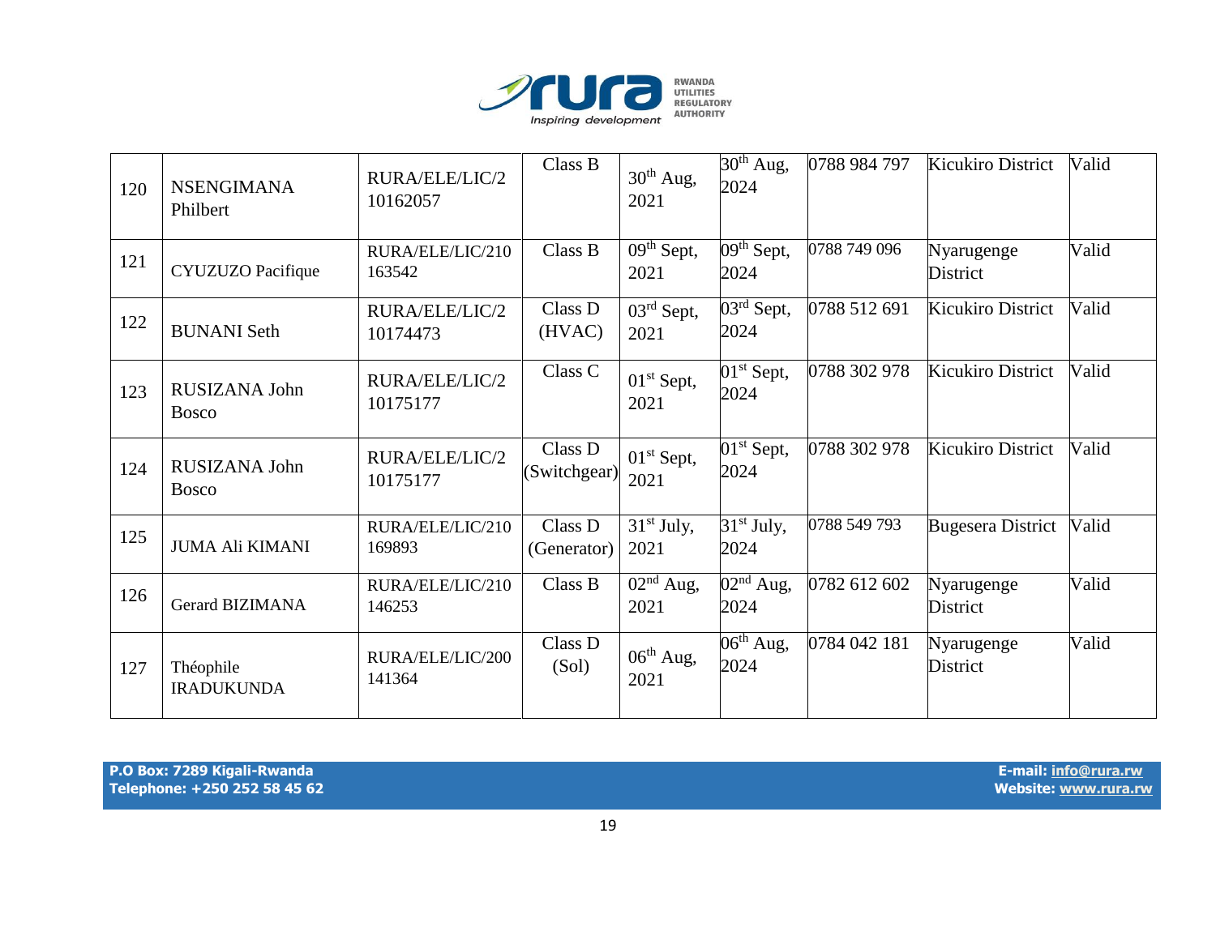| 120 | NSENGIMANA Philbert | RURA/ELE/LIC/210162057 | Class B | 30th Aug, 2021 | 30th Aug, 2024 | 0788 984 797 | Kicukiro District | Valid |
|---|---|---|---|---|---|---|---|---|
| 121 | CYUZUZO Pacifique | RURA/ELE/LIC/210163542 | Class B | 09th Sept, 2021 | 09th Sept, 2024 | 0788 749 096 | Nyarugenge District | Valid |
| 122 | BUNANI Seth | RURA/ELE/LIC/210174473 | Class D (HVAC) | 03rd Sept, 2021 | 03rd Sept, 2024 | 0788 512 691 | Kicukiro District | Valid |
| 123 | RUSIZANA John Bosco | RURA/ELE/LIC/210175177 | Class C | 01st Sept, 2021 | 01st Sept, 2024 | 0788 302 978 | Kicukiro District | Valid |
| 124 | RUSIZANA John Bosco | RURA/ELE/LIC/210175177 | Class D (Switchgear) | 01st Sept, 2021 | 01st Sept, 2024 | 0788 302 978 | Kicukiro District | Valid |
| 125 | JUMA Ali KIMANI | RURA/ELE/LIC/210169893 | Class D (Generator) | 31st July, 2021 | 31st July, 2024 | 0788 549 793 | Bugesera District | Valid |
| 126 | Gerard BIZIMANA | RURA/ELE/LIC/210146253 | Class B | 02nd Aug, 2021 | 02nd Aug, 2024 | 0782 612 602 | Nyarugenge District | Valid |
| 127 | Théophile IRADUKUNDA | RURA/ELE/LIC/200141364 | Class D (Sol) | 06th Aug, 2021 | 06th Aug, 2024 | 0784 042 181 | Nyarugenge District | Valid |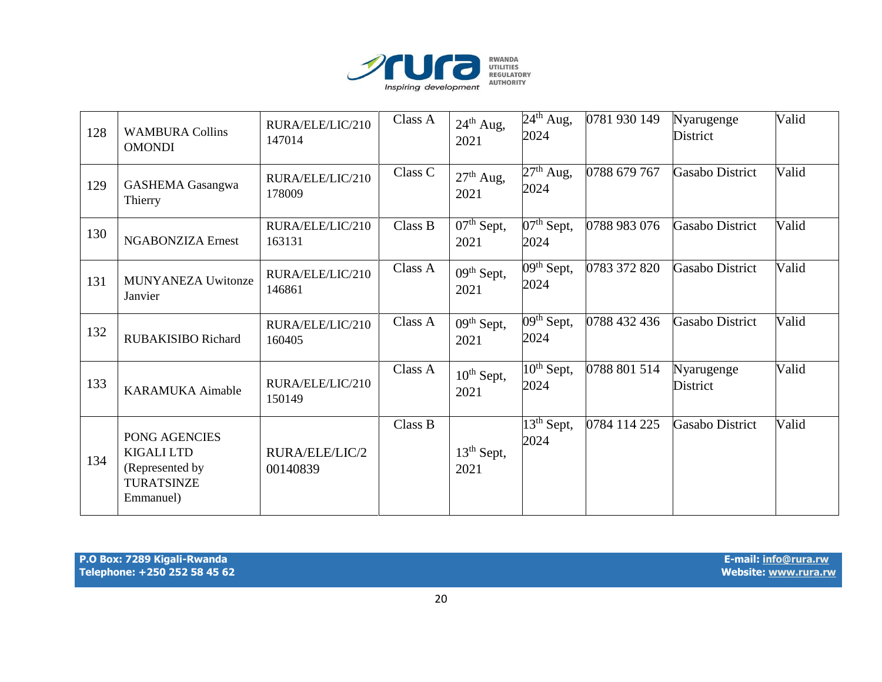| 128 | WAMBURA Collins OMONDI | RURA/ELE/LIC/210147014 | Class A | 24th Aug, 2021 | 24th Aug, 2024 | 0781 930 149 | Nyarugenge District | Valid |
|---|---|---|---|---|---|---|---|---|
| 129 | GASHEMA Gasangwa Thierry | RURA/ELE/LIC/210178009 | Class C | 27th Aug, 2021 | 27th Aug, 2024 | 0788 679 767 | Gasabo District | Valid |
| 130 | NGABONZIZA Ernest | RURA/ELE/LIC/210163131 | Class B | 07th Sept, 2021 | 07th Sept, 2024 | 0788 983 076 | Gasabo District | Valid |
| 131 | MUNYANEZA Uwitonze Janvier | RURA/ELE/LIC/210146861 | Class A | 09th Sept, 2021 | 09th Sept, 2024 | 0783 372 820 | Gasabo District | Valid |
| 132 | RUBAKISIBO Richard | RURA/ELE/LIC/210160405 | Class A | 09th Sept, 2021 | 09th Sept, 2024 | 0788 432 436 | Gasabo District | Valid |
| 133 | KARAMUKA Aimable | RURA/ELE/LIC/210150149 | Class A | 10th Sept, 2021 | 10th Sept, 2024 | 0788 801 514 | Nyarugenge District | Valid |
| 134 | PONG AGENCIES KIGALI LTD (Represented by TURATSINZE Emmanuel) | RURA/ELE/LIC/200140839 | Class B | 13th Sept, 2021 | 13th Sept, 2024 | 0784 114 225 | Gasabo District | Valid |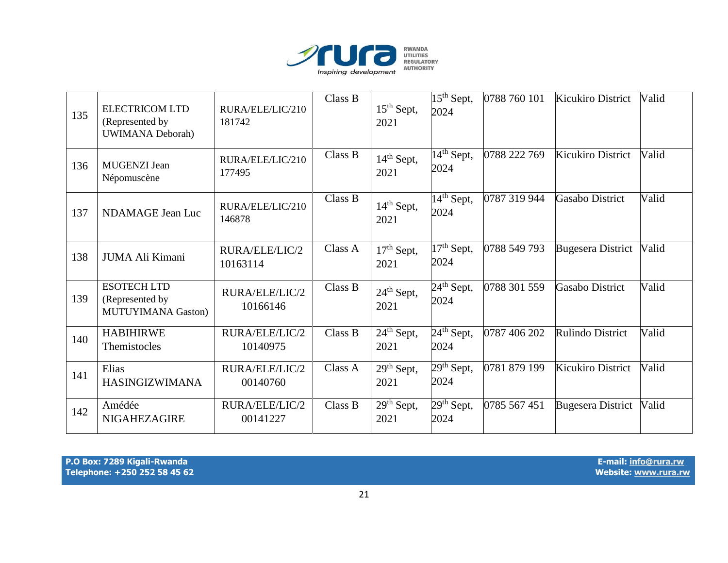| 135 | ELECTRICOM LTD (Represented by UWIMANA Deborah) | RURA/ELE/LIC/210181742 | Class B | 15th Sept, 2021 | 15th Sept, 2024 | 0788 760 101 | Kicukiro District | Valid |
|---|---|---|---|---|---|---|---|---|
| 136 | MUGENZI Jean Népomuscène | RURA/ELE/LIC/210177495 | Class B | 14th Sept, 2021 | 14th Sept, 2024 | 0788 222 769 | Kicukiro District | Valid |
| 137 | NDAMAGE Jean Luc | RURA/ELE/LIC/210146878 | Class B | 14th Sept, 2021 | 14th Sept, 2024 | 0787 319 944 | Gasabo District | Valid |
| 138 | JUMA Ali Kimani | RURA/ELE/LIC/210163114 | Class A | 17th Sept, 2021 | 17th Sept, 2024 | 0788 549 793 | Bugesera District | Valid |
| 139 | ESOTECH LTD (Represented by MUTUYIMANA Gaston) | RURA/ELE/LIC/210166146 | Class B | 24th Sept, 2021 | 24th Sept, 2024 | 0788 301 559 | Gasabo District | Valid |
| 140 | HABIHIRWE Themistocles | RURA/ELE/LIC/210140975 | Class B | 24th Sept, 2021 | 24th Sept, 2024 | 0787 406 202 | Rulindo District | Valid |
| 141 | Elias HASINGIZWIMANA | RURA/ELE/LIC/200140760 | Class A | 29th Sept, 2021 | 29th Sept, 2024 | 0781 879 199 | Kicukiro District | Valid |
| 142 | Amédée NIGAHEZAGIRE | RURA/ELE/LIC/200141227 | Class B | 29th Sept, 2021 | 29th Sept, 2024 | 0785 567 451 | Bugesera District | Valid |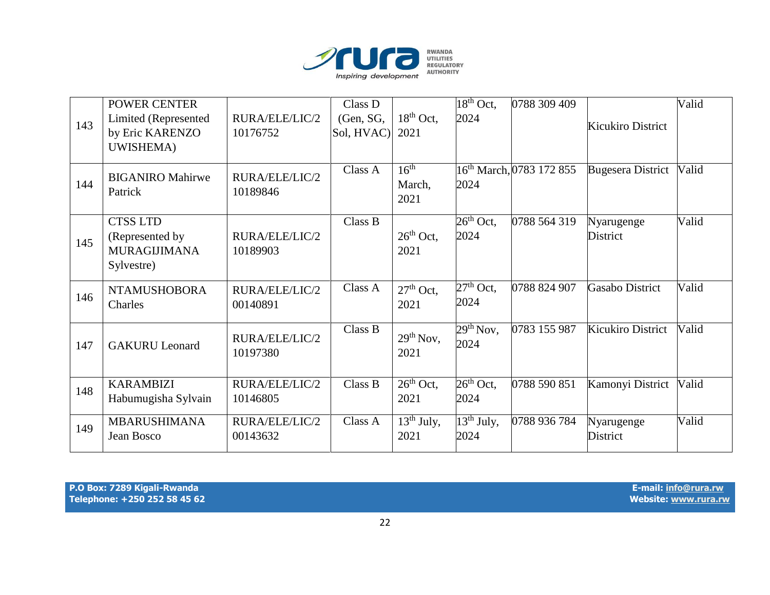| 143 | POWER CENTER Limited (Represented by Eric KARENZO UWISHEMA) | RURA/ELE/LIC/210176752 | Class D (Gen, SG, Sol, HVAC) | 18th Oct, 2021 | 18th Oct, 2024 | 0788 309 409 | Kicukiro District | Valid |
|---|---|---|---|---|---|---|---|---|
| 144 | BIGANIRO Mahirwe Patrick | RURA/ELE/LIC/210189846 | Class A | 16th March, 2021 | 16th March, 2024 | 0783 172 855 | Bugesera District | Valid |
| 145 | CTSS LTD (Represented by MURAGIJIMANA Sylvestre) | RURA/ELE/LIC/210189903 | Class B | 26th Oct, 2021 | 26th Oct, 2024 | 0788 564 319 | Nyarugenge District | Valid |
| 146 | NTAMUSHOBORA Charles | RURA/ELE/LIC/200140891 | Class A | 27th Oct, 2021 | 27th Oct, 2024 | 0788 824 907 | Gasabo District | Valid |
| 147 | GAKURU Leonard | RURA/ELE/LIC/210197380 | Class B | 29th Nov, 2021 | 29th Nov, 2024 | 0783 155 987 | Kicukiro District | Valid |
| 148 | KARAMBIZI Habumugisha Sylvain | RURA/ELE/LIC/210146805 | Class B | 26th Oct, 2021 | 26th Oct, 2024 | 0788 590 851 | Kamonyi District | Valid |
| 149 | MBARUSHIMANA Jean Bosco | RURA/ELE/LIC/200143632 | Class A | 13th July, 2021 | 13th July, 2024 | 0788 936 784 | Nyarugenge District | Valid |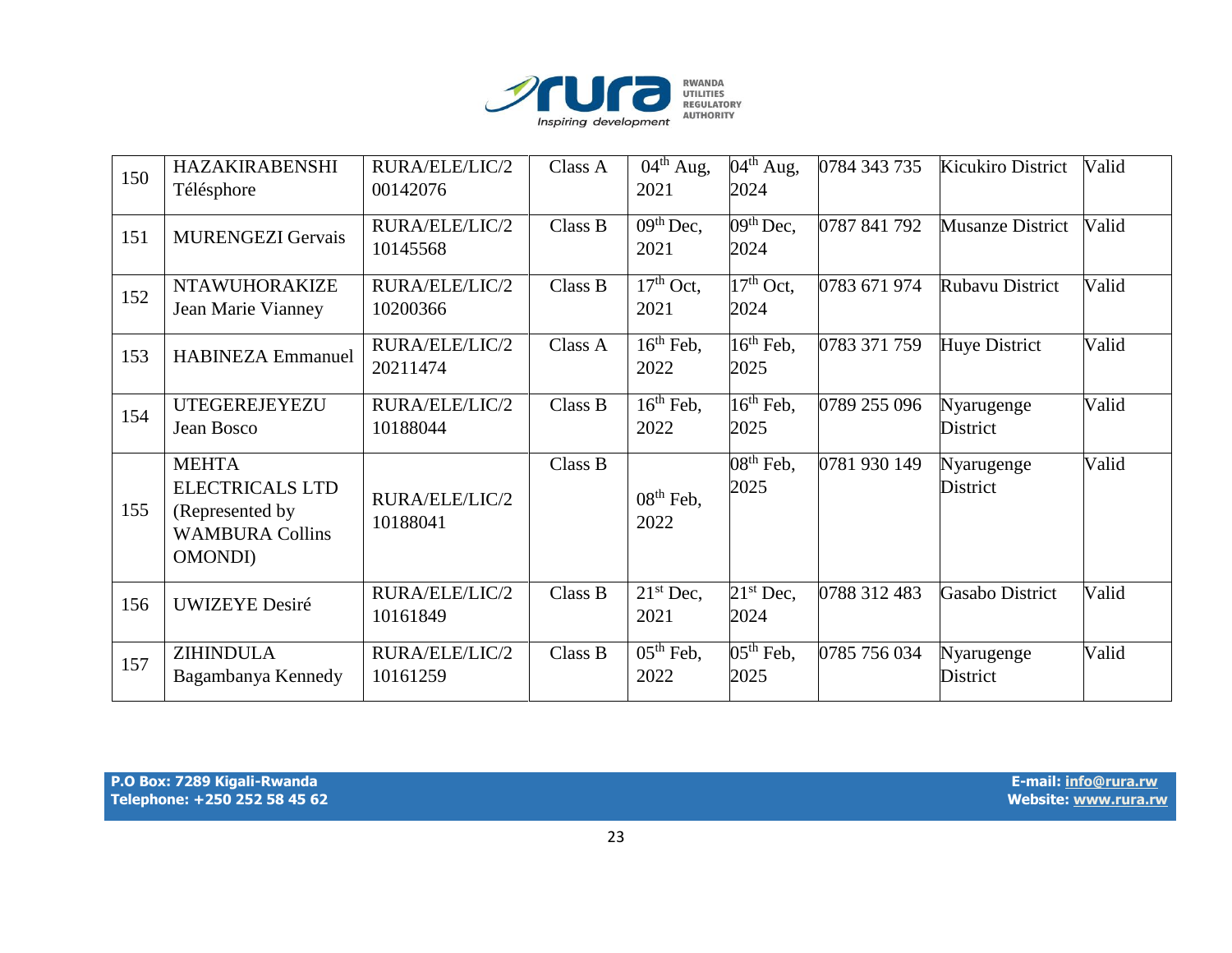| 150 | HAZAKIRABENSHI Télésphore | RURA/ELE/LIC/200142076 | Class A | 04th Aug, 2021 | 04th Aug, 2024 | 0784 343 735 | Kicukiro District | Valid |
|---|---|---|---|---|---|---|---|---|
| 151 | MURENGEZI Gervais | RURA/ELE/LIC/210145568 | Class B | 09th Dec, 2021 | 09th Dec, 2024 | 0787 841 792 | Musanze District | Valid |
| 152 | NTAWUHORAKIZE Jean Marie Vianney | RURA/ELE/LIC/210200366 | Class B | 17th Oct, 2021 | 17th Oct, 2024 | 0783 671 974 | Rubavu District | Valid |
| 153 | HABINEZA Emmanuel | RURA/ELE/LIC/220211474 | Class A | 16th Feb, 2022 | 16th Feb, 2025 | 0783 371 759 | Huye District | Valid |
| 154 | UTEGEREJEYEZU Jean Bosco | RURA/ELE/LIC/210188044 | Class B | 16th Feb, 2022 | 16th Feb, 2025 | 0789 255 096 | Nyarugenge District | Valid |
| 155 | MEHTA ELECTRICALS LTD (Represented by WAMBURA Collins OMONDI) | RURA/ELE/LIC/210188041 | Class B | 08th Feb, 2022 | 08th Feb, 2025 | 0781 930 149 | Nyarugenge District | Valid |
| 156 | UWIZEYE Desiré | RURA/ELE/LIC/210161849 | Class B | 21st Dec, 2021 | 21st Dec, 2024 | 0788 312 483 | Gasabo District | Valid |
| 157 | ZIHINDULA Bagambanya Kennedy | RURA/ELE/LIC/210161259 | Class B | 05th Feb, 2022 | 05th Feb, 2025 | 0785 756 034 | Nyarugenge District | Valid |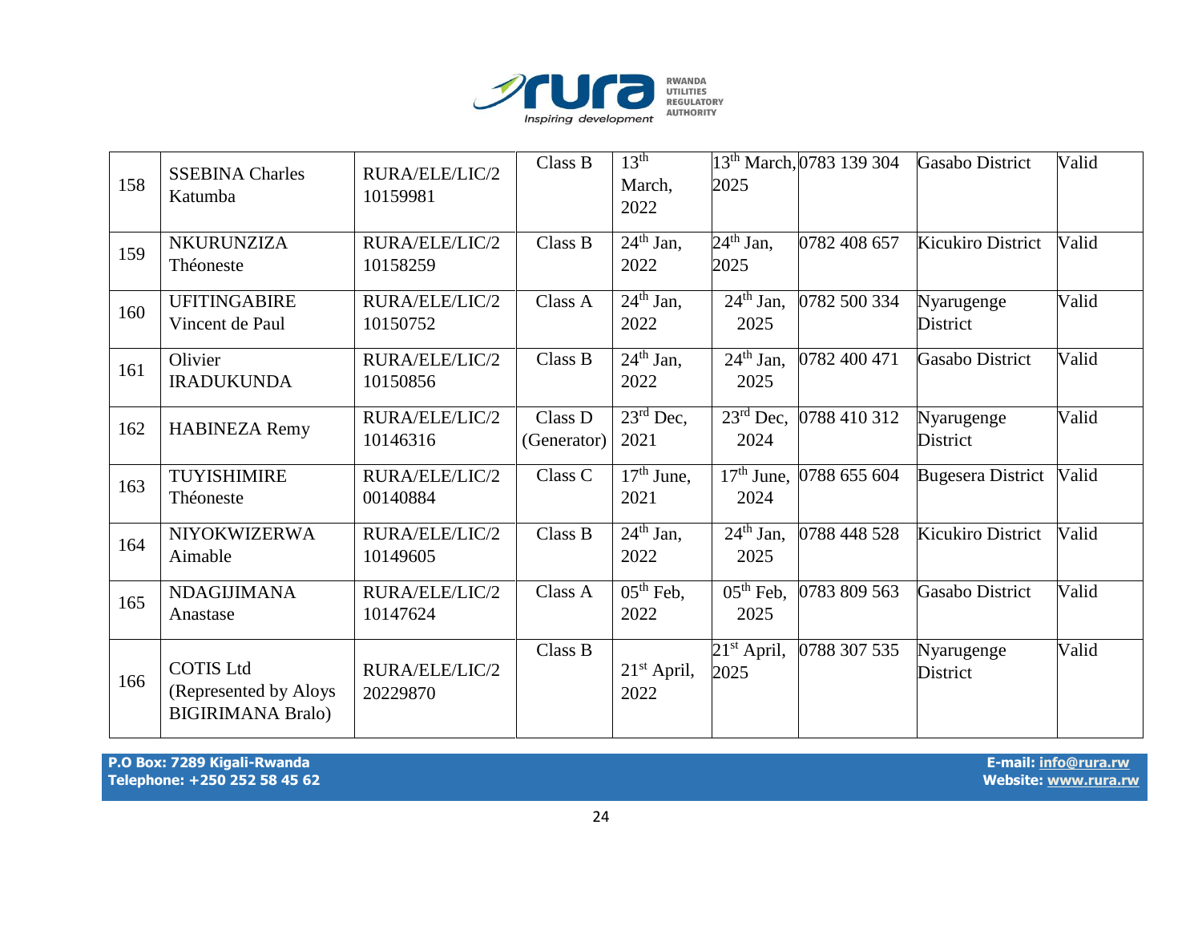| 158 | SSEBINA Charles Katumba | RURA/ELE/LIC/210159981 | Class B | 13th March, 2022 | 13th March, 2025 | 0783 139 304 | Gasabo District | Valid |
|---|---|---|---|---|---|---|---|---|
| 159 | NKURUNZIZA Théoneste | RURA/ELE/LIC/210158259 | Class B | 24th Jan, 2022 | 24th Jan, 2025 | 0782 408 657 | Kicukiro District | Valid |
| 160 | UFITINGABIRE Vincent de Paul | RURA/ELE/LIC/210150752 | Class A | 24th Jan, 2022 | 24th Jan, 2025 | 0782 500 334 | Nyarugenge District | Valid |
| 161 | Olivier IRADUKUNDA | RURA/ELE/LIC/210150856 | Class B | 24th Jan, 2022 | 24th Jan, 2025 | 0782 400 471 | Gasabo District | Valid |
| 162 | HABINEZA Remy | RURA/ELE/LIC/210146316 | Class D (Generator) | 23rd Dec, 2021 | 23rd Dec, 2024 | 0788 410 312 | Nyarugenge District | Valid |
| 163 | TUYISHIMIRE Théoneste | RURA/ELE/LIC/200140884 | Class C | 17th June, 2021 | 17th June, 2024 | 0788 655 604 | Bugesera District | Valid |
| 164 | NIYOKWIZERWA Aimable | RURA/ELE/LIC/210149605 | Class B | 24th Jan, 2022 | 24th Jan, 2025 | 0788 448 528 | Kicukiro District | Valid |
| 165 | NDAGIJIMANA Anastase | RURA/ELE/LIC/210147624 | Class A | 05th Feb, 2022 | 05th Feb, 2025 | 0783 809 563 | Gasabo District | Valid |
| 166 | COTIS Ltd (Represented by Aloys BIGIRIMANA Bralo) | RURA/ELE/LIC/220229870 | Class B | 21st April, 2022 | 21st April, 2025 | 0788 307 535 | Nyarugenge District | Valid |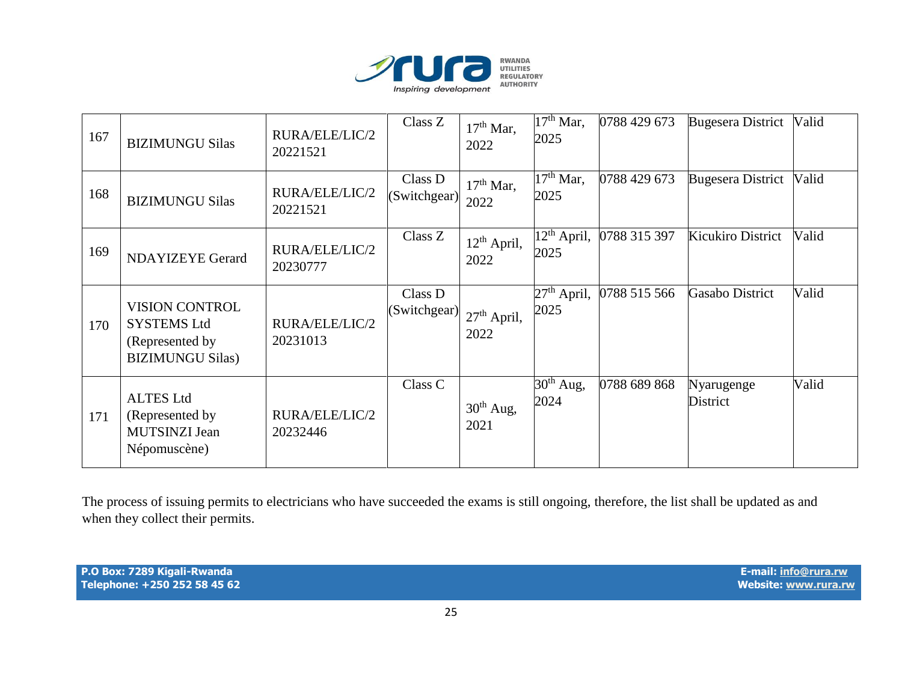| | | | | | | | | |
|---|---|---|---|---|---|---|---|---|
| 167 | BIZIMUNGU Silas | RURA/ELE/LIC/2 20221521 | Class Z | 17th Mar, 2022 | 17th Mar, 2025 | 0788 429 673 | Bugesera District | Valid |
| 168 | BIZIMUNGU Silas | RURA/ELE/LIC/2 20221521 | Class D (Switchgear) | 17th Mar, 2022 | 17th Mar, 2025 | 0788 429 673 | Bugesera District | Valid |
| 169 | NDAYIZEYE Gerard | RURA/ELE/LIC/2 20230777 | Class Z | 12th April, 2022 | 12th April, 2025 | 0788 315 397 | Kicukiro District | Valid |
| 170 | VISION CONTROL SYSTEMS Ltd (Represented by BIZIMUNGU Silas) | RURA/ELE/LIC/2 20231013 | Class D (Switchgear) | 27th April, 2022 | 27th April, 2025 | 0788 515 566 | Gasabo District | Valid |
| 171 | ALTES Ltd (Represented by MUTSINZI Jean Népomuscène) | RURA/ELE/LIC/2 20232446 | Class C | 30th Aug, 2021 | 30th Aug, 2024 | 0788 689 868 | Nyarugenge District | Valid |

The process of issuing permits to electricians who have succeeded the exams is still ongoing, therefore, the list shall be updated as and when they collect their permits.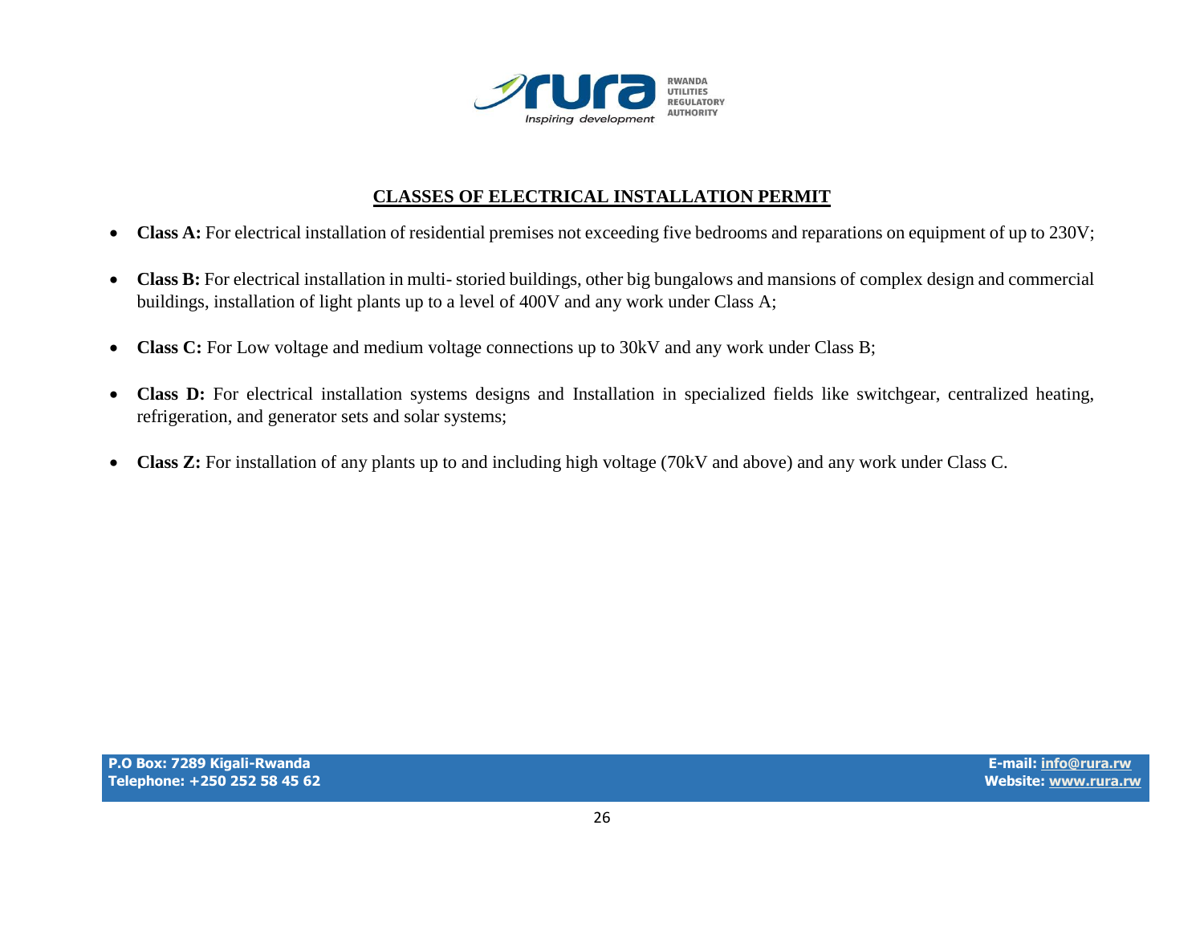## CLASSES OF ELECTRICAL INSTALLATION PERMIT

- **Class A:** For electrical installation of residential premises not exceeding five bedrooms and reparations on equipment of up to 230V;
- **Class B:** For electrical installation in multi- storied buildings, other big bungalows and mansions of complex design and commercial buildings, installation of light plants up to a level of 400V and any work under Class A;
- **Class C:** For Low voltage and medium voltage connections up to 30kV and any work under Class B;
- **Class D:** For electrical installation systems designs and Installation in specialized fields like switchgear, centralized heating, refrigeration, and generator sets and solar systems;
- **Class Z:** For installation of any plants up to and including high voltage (70kV and above) and any work under Class C.